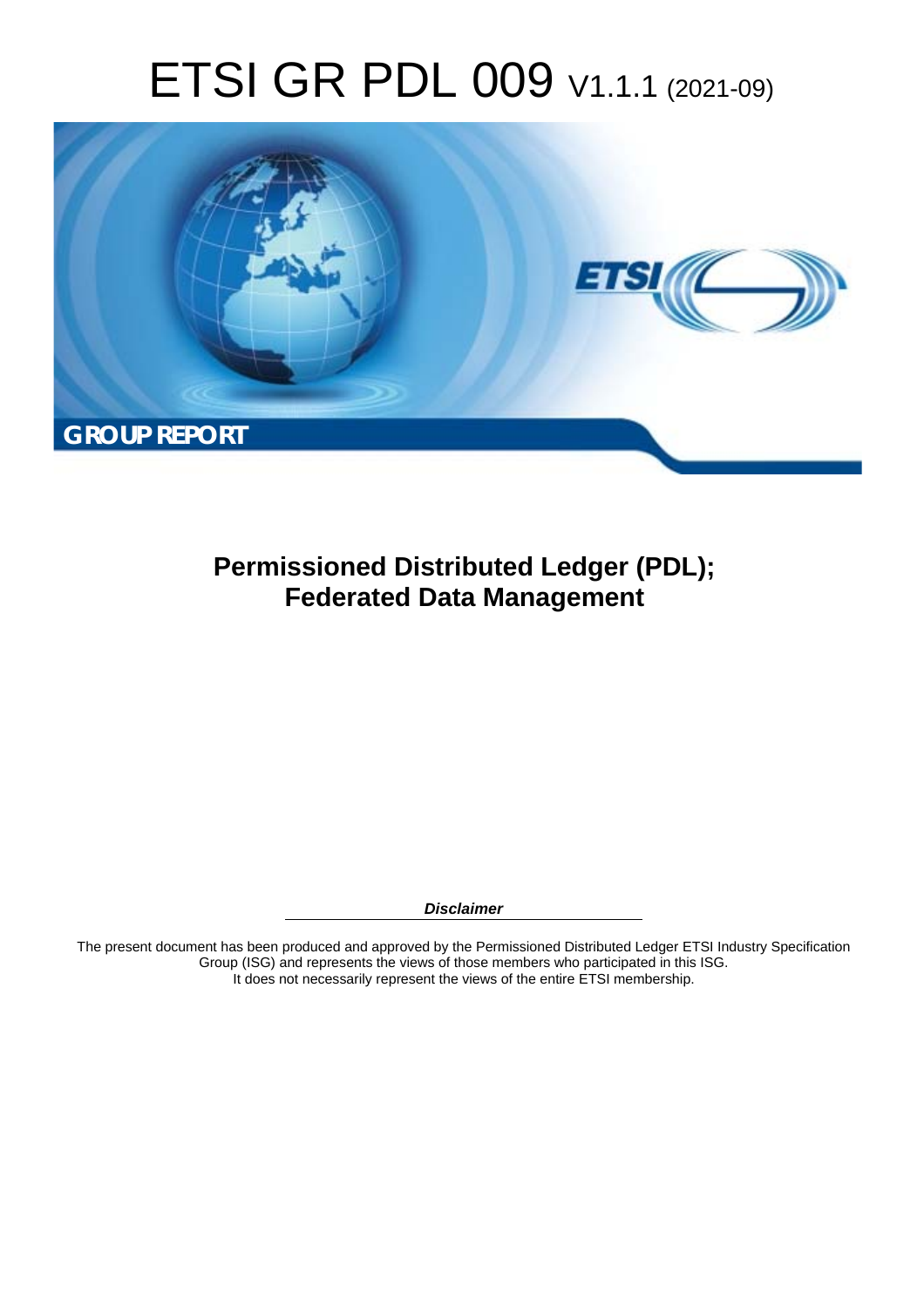# ETSI GR PDL 009 V1.1.1 (2021-09)

GROUP REPORT

## Permissioned Distributed Ledger (PDL); Federated Data Management

***Disclaimer***

The present document has been produced and approved by the Permissioned Distributed Ledger ETSI Industry Specification Group (ISG) and represents the views of those members who participated in this ISG.
It does not necessarily represent the views of the entire ETSI membership.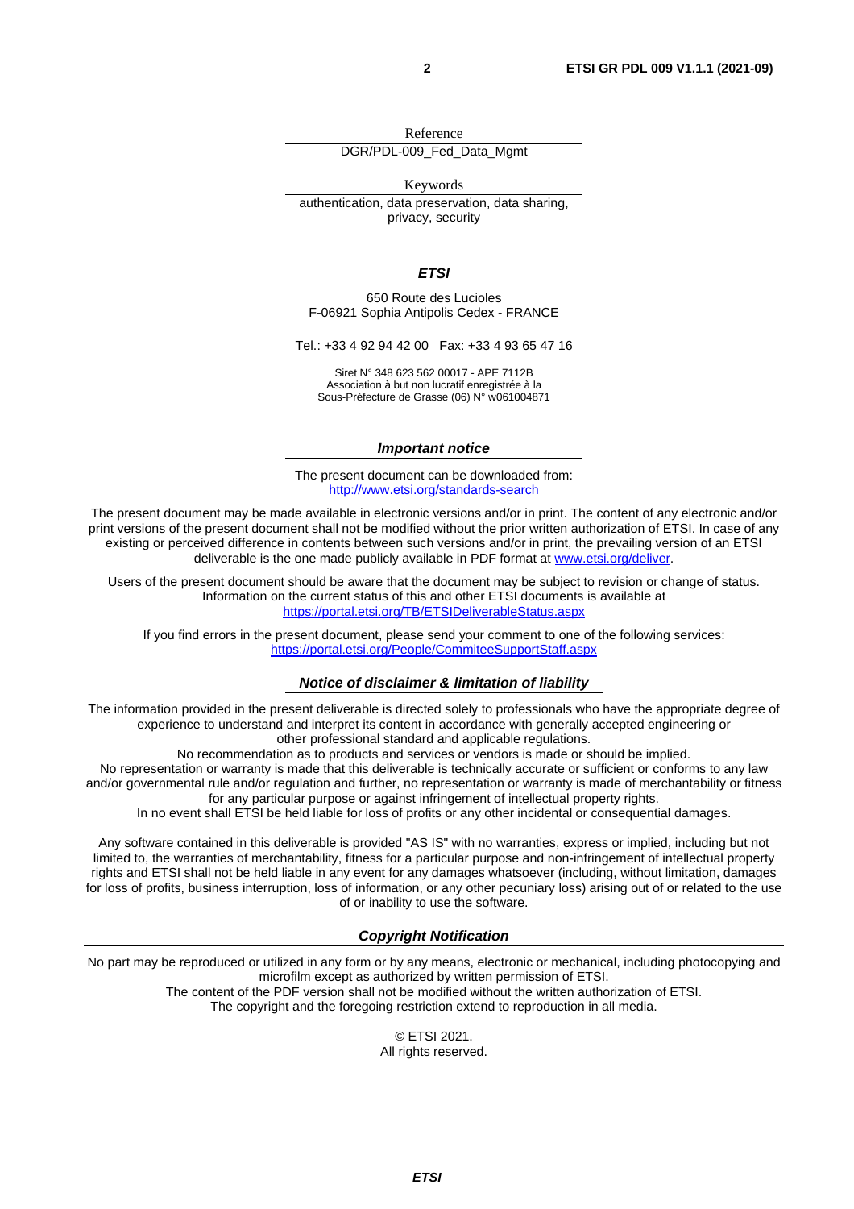Reference

DGR/PDL-009_Fed_Data_Mgmt

Keywords

authentication, data preservation, data sharing, privacy, security

***ETSI***

650 Route des Lucioles
F-06921 Sophia Antipolis Cedex - FRANCE

Tel.: +33 4 92 94 42 00   Fax: +33 4 93 65 47 16

Siret N° 348 623 562 00017 - APE 7112B
Association à but non lucratif enregistrée à la
Sous-Préfecture de Grasse (06) N° w061004871

***Important notice***

The present document can be downloaded from:
http://www.etsi.org/standards-search

The present document may be made available in electronic versions and/or in print. The content of any electronic and/or print versions of the present document shall not be modified without the prior written authorization of ETSI. In case of any existing or perceived difference in contents between such versions and/or in print, the prevailing version of an ETSI deliverable is the one made publicly available in PDF format at www.etsi.org/deliver.

Users of the present document should be aware that the document may be subject to revision or change of status. Information on the current status of this and other ETSI documents is available at https://portal.etsi.org/TB/ETSIDeliverableStatus.aspx

If you find errors in the present document, please send your comment to one of the following services:
https://portal.etsi.org/People/CommiteeSupportStaff.aspx

***Notice of disclaimer & limitation of liability***

The information provided in the present deliverable is directed solely to professionals who have the appropriate degree of experience to understand and interpret its content in accordance with generally accepted engineering or other professional standard and applicable regulations.
No recommendation as to products and services or vendors is made or should be implied.
No representation or warranty is made that this deliverable is technically accurate or sufficient or conforms to any law and/or governmental rule and/or regulation and further, no representation or warranty is made of merchantability or fitness for any particular purpose or against infringement of intellectual property rights.
In no event shall ETSI be held liable for loss of profits or any other incidental or consequential damages.

Any software contained in this deliverable is provided "AS IS" with no warranties, express or implied, including but not limited to, the warranties of merchantability, fitness for a particular purpose and non-infringement of intellectual property rights and ETSI shall not be held liable in any event for any damages whatsoever (including, without limitation, damages for loss of profits, business interruption, loss of information, or any other pecuniary loss) arising out of or related to the use of or inability to use the software.

***Copyright Notification***

No part may be reproduced or utilized in any form or by any means, electronic or mechanical, including photocopying and microfilm except as authorized by written permission of ETSI.
The content of the PDF version shall not be modified without the written authorization of ETSI.
The copyright and the foregoing restriction extend to reproduction in all media.

© ETSI 2021.
All rights reserved.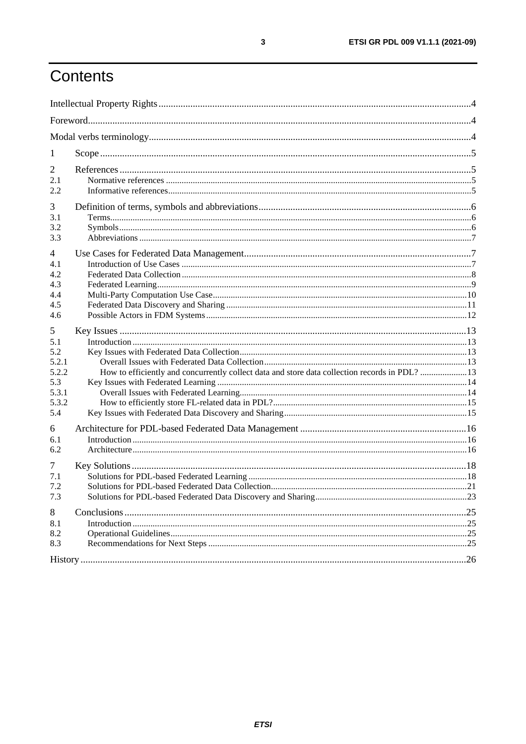# Contents

| | | |
|---|---|---|
| Intellectual Property Rights | | 4 |
| Foreword | | 4 |
| Modal verbs terminology | | 4 |
| 1 | Scope | 5 |
| 2 | References | 5 |
| 2.1 | Normative references | 5 |
| 2.2 | Informative references | 5 |
| 3 | Definition of terms, symbols and abbreviations | 6 |
| 3.1 | Terms | 6 |
| 3.2 | Symbols | 6 |
| 3.3 | Abbreviations | 7 |
| 4 | Use Cases for Federated Data Management | 7 |
| 4.1 | Introduction of Use Cases | 7 |
| 4.2 | Federated Data Collection | 8 |
| 4.3 | Federated Learning | 9 |
| 4.4 | Multi-Party Computation Use Case | 10 |
| 4.5 | Federated Data Discovery and Sharing | 11 |
| 4.6 | Possible Actors in FDM Systems | 12 |
| 5 | Key Issues | 13 |
| 5.1 | Introduction | 13 |
| 5.2 | Key Issues with Federated Data Collection | 13 |
| 5.2.1 | Overall Issues with Federated Data Collection | 13 |
| 5.2.2 | How to efficiently and concurrently collect data and store data collection records in PDL? | 13 |
| 5.3 | Key Issues with Federated Learning | 14 |
| 5.3.1 | Overall Issues with Federated Learning | 14 |
| 5.3.2 | How to efficiently store FL-related data in PDL? | 15 |
| 5.4 | Key Issues with Federated Data Discovery and Sharing | 15 |
| 6 | Architecture for PDL-based Federated Data Management | 16 |
| 6.1 | Introduction | 16 |
| 6.2 | Architecture | 16 |
| 7 | Key Solutions | 18 |
| 7.1 | Solutions for PDL-based Federated Learning | 18 |
| 7.2 | Solutions for PDL-based Federated Data Collection | 21 |
| 7.3 | Solutions for PDL-based Federated Data Discovery and Sharing | 23 |
| 8 | Conclusions | 25 |
| 8.1 | Introduction | 25 |
| 8.2 | Operational Guidelines | 25 |
| 8.3 | Recommendations for Next Steps | 25 |
| History | | 26 |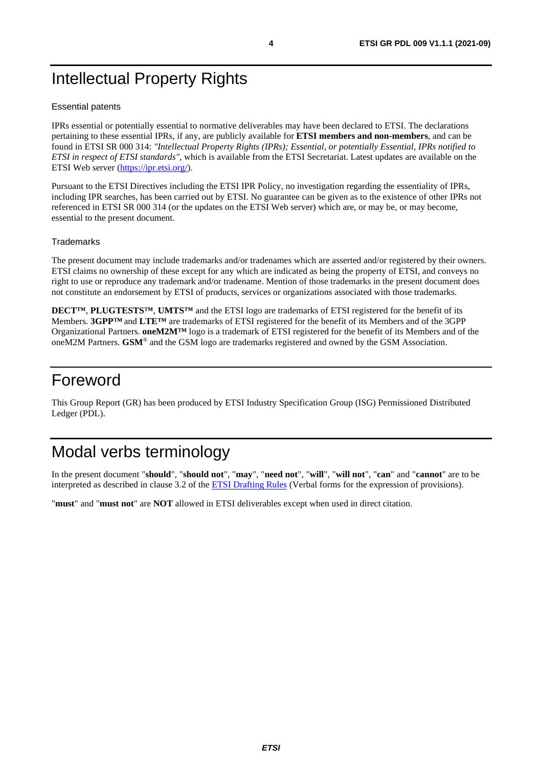# Intellectual Property Rights

### Essential patents

IPRs essential or potentially essential to normative deliverables may have been declared to ETSI. The declarations pertaining to these essential IPRs, if any, are publicly available for **ETSI members and non-members**, and can be found in ETSI SR 000 314: *"Intellectual Property Rights (IPRs); Essential, or potentially Essential, IPRs notified to ETSI in respect of ETSI standards"*, which is available from the ETSI Secretariat. Latest updates are available on the ETSI Web server (https://ipr.etsi.org/).

Pursuant to the ETSI Directives including the ETSI IPR Policy, no investigation regarding the essentiality of IPRs, including IPR searches, has been carried out by ETSI. No guarantee can be given as to the existence of other IPRs not referenced in ETSI SR 000 314 (or the updates on the ETSI Web server) which are, or may be, or may become, essential to the present document.

### Trademarks

The present document may include trademarks and/or tradenames which are asserted and/or registered by their owners. ETSI claims no ownership of these except for any which are indicated as being the property of ETSI, and conveys no right to use or reproduce any trademark and/or tradename. Mention of those trademarks in the present document does not constitute an endorsement by ETSI of products, services or organizations associated with those trademarks.

**DECT™**, **PLUGTESTS™**, **UMTS™** and the ETSI logo are trademarks of ETSI registered for the benefit of its Members. **3GPP™** and **LTE™** are trademarks of ETSI registered for the benefit of its Members and of the 3GPP Organizational Partners. **oneM2M™** logo is a trademark of ETSI registered for the benefit of its Members and of the oneM2M Partners. **GSM**® and the GSM logo are trademarks registered and owned by the GSM Association.

# Foreword

This Group Report (GR) has been produced by ETSI Industry Specification Group (ISG) Permissioned Distributed Ledger (PDL).

# Modal verbs terminology

In the present document "**should**", "**should not**", "**may**", "**need not**", "**will**", "**will not**", "**can**" and "**cannot**" are to be interpreted as described in clause 3.2 of the ETSI Drafting Rules (Verbal forms for the expression of provisions).

"**must**" and "**must not**" are **NOT** allowed in ETSI deliverables except when used in direct citation.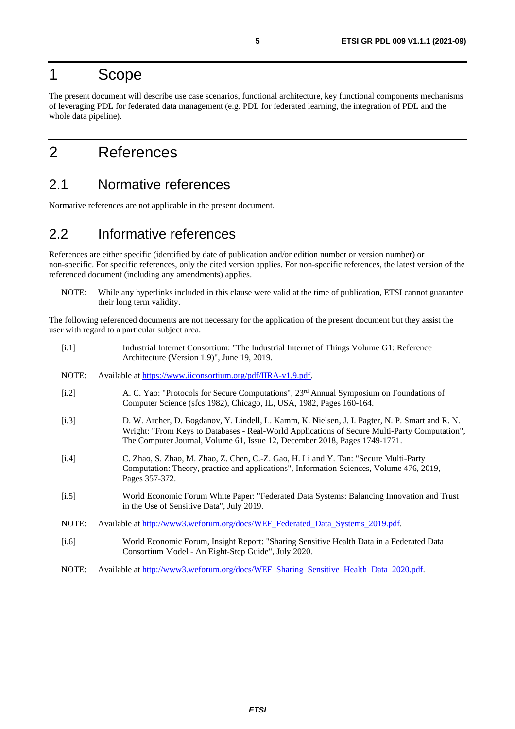# 1 Scope

The present document will describe use case scenarios, functional architecture, key functional components mechanisms of leveraging PDL for federated data management (e.g. PDL for federated learning, the integration of PDL and the whole data pipeline).

# 2 References

## 2.1 Normative references

Normative references are not applicable in the present document.

## 2.2 Informative references

References are either specific (identified by date of publication and/or edition number or version number) or non-specific. For specific references, only the cited version applies. For non-specific references, the latest version of the referenced document (including any amendments) applies.

NOTE: While any hyperlinks included in this clause were valid at the time of publication, ETSI cannot guarantee their long term validity.

The following referenced documents are not necessary for the application of the present document but they assist the user with regard to a particular subject area.

[i.1] Industrial Internet Consortium: "The Industrial Internet of Things Volume G1: Reference Architecture (Version 1.9)", June 19, 2019.

NOTE: Available at https://www.iiconsortium.org/pdf/IIRA-v1.9.pdf.

[i.2] A. C. Yao: "Protocols for Secure Computations", 23rd Annual Symposium on Foundations of Computer Science (sfcs 1982), Chicago, IL, USA, 1982, Pages 160-164.

[i.3] D. W. Archer, D. Bogdanov, Y. Lindell, L. Kamm, K. Nielsen, J. I. Pagter, N. P. Smart and R. N. Wright: "From Keys to Databases - Real-World Applications of Secure Multi-Party Computation", The Computer Journal, Volume 61, Issue 12, December 2018, Pages 1749-1771.

[i.4] C. Zhao, S. Zhao, M. Zhao, Z. Chen, C.-Z. Gao, H. Li and Y. Tan: "Secure Multi-Party Computation: Theory, practice and applications", Information Sciences, Volume 476, 2019, Pages 357-372.

[i.5] World Economic Forum White Paper: "Federated Data Systems: Balancing Innovation and Trust in the Use of Sensitive Data", July 2019.

NOTE: Available at http://www3.weforum.org/docs/WEF_Federated_Data_Systems_2019.pdf.

[i.6] World Economic Forum, Insight Report: "Sharing Sensitive Health Data in a Federated Data Consortium Model - An Eight-Step Guide", July 2020.

NOTE: Available at http://www3.weforum.org/docs/WEF_Sharing_Sensitive_Health_Data_2020.pdf.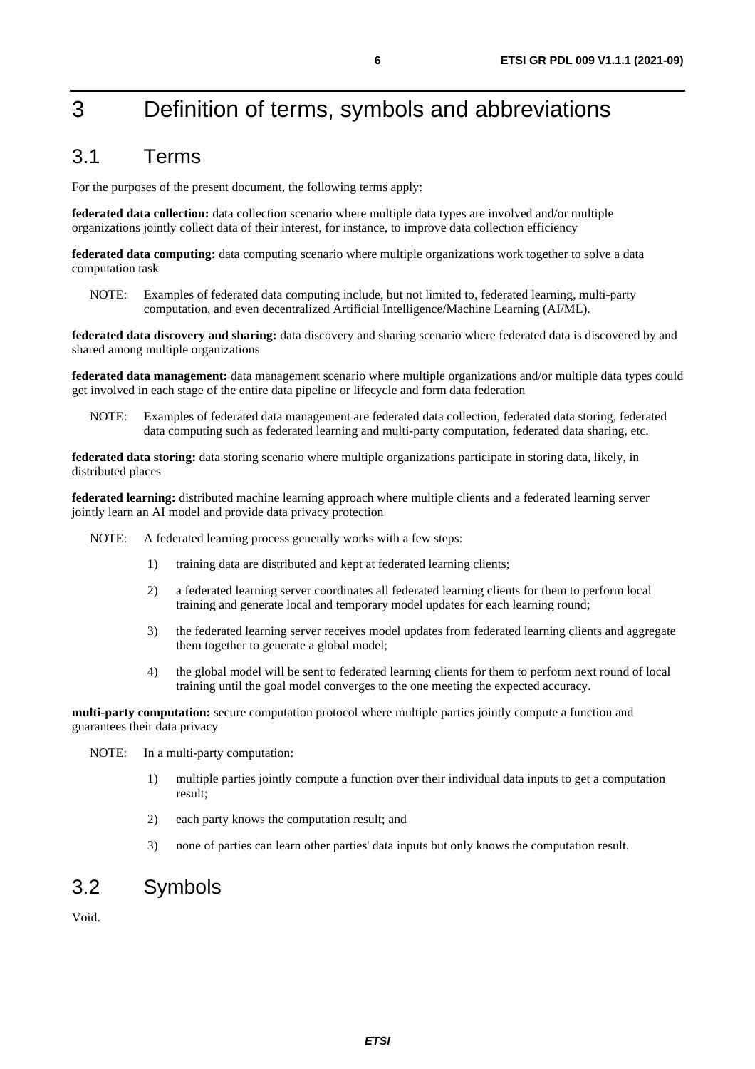# 3 Definition of terms, symbols and abbreviations

## 3.1 Terms

For the purposes of the present document, the following terms apply:

**federated data collection:** data collection scenario where multiple data types are involved and/or multiple organizations jointly collect data of their interest, for instance, to improve data collection efficiency

**federated data computing:** data computing scenario where multiple organizations work together to solve a data computation task

NOTE: Examples of federated data computing include, but not limited to, federated learning, multi-party computation, and even decentralized Artificial Intelligence/Machine Learning (AI/ML).

**federated data discovery and sharing:** data discovery and sharing scenario where federated data is discovered by and shared among multiple organizations

**federated data management:** data management scenario where multiple organizations and/or multiple data types could get involved in each stage of the entire data pipeline or lifecycle and form data federation

NOTE: Examples of federated data management are federated data collection, federated data storing, federated data computing such as federated learning and multi-party computation, federated data sharing, etc.

**federated data storing:** data storing scenario where multiple organizations participate in storing data, likely, in distributed places

**federated learning:** distributed machine learning approach where multiple clients and a federated learning server jointly learn an AI model and provide data privacy protection

NOTE: A federated learning process generally works with a few steps:

1) training data are distributed and kept at federated learning clients;
2) a federated learning server coordinates all federated learning clients for them to perform local training and generate local and temporary model updates for each learning round;
3) the federated learning server receives model updates from federated learning clients and aggregate them together to generate a global model;
4) the global model will be sent to federated learning clients for them to perform next round of local training until the goal model converges to the one meeting the expected accuracy.

**multi-party computation:** secure computation protocol where multiple parties jointly compute a function and guarantees their data privacy

NOTE: In a multi-party computation:

1) multiple parties jointly compute a function over their individual data inputs to get a computation result;
2) each party knows the computation result; and
3) none of parties can learn other parties' data inputs but only knows the computation result.

## 3.2 Symbols

Void.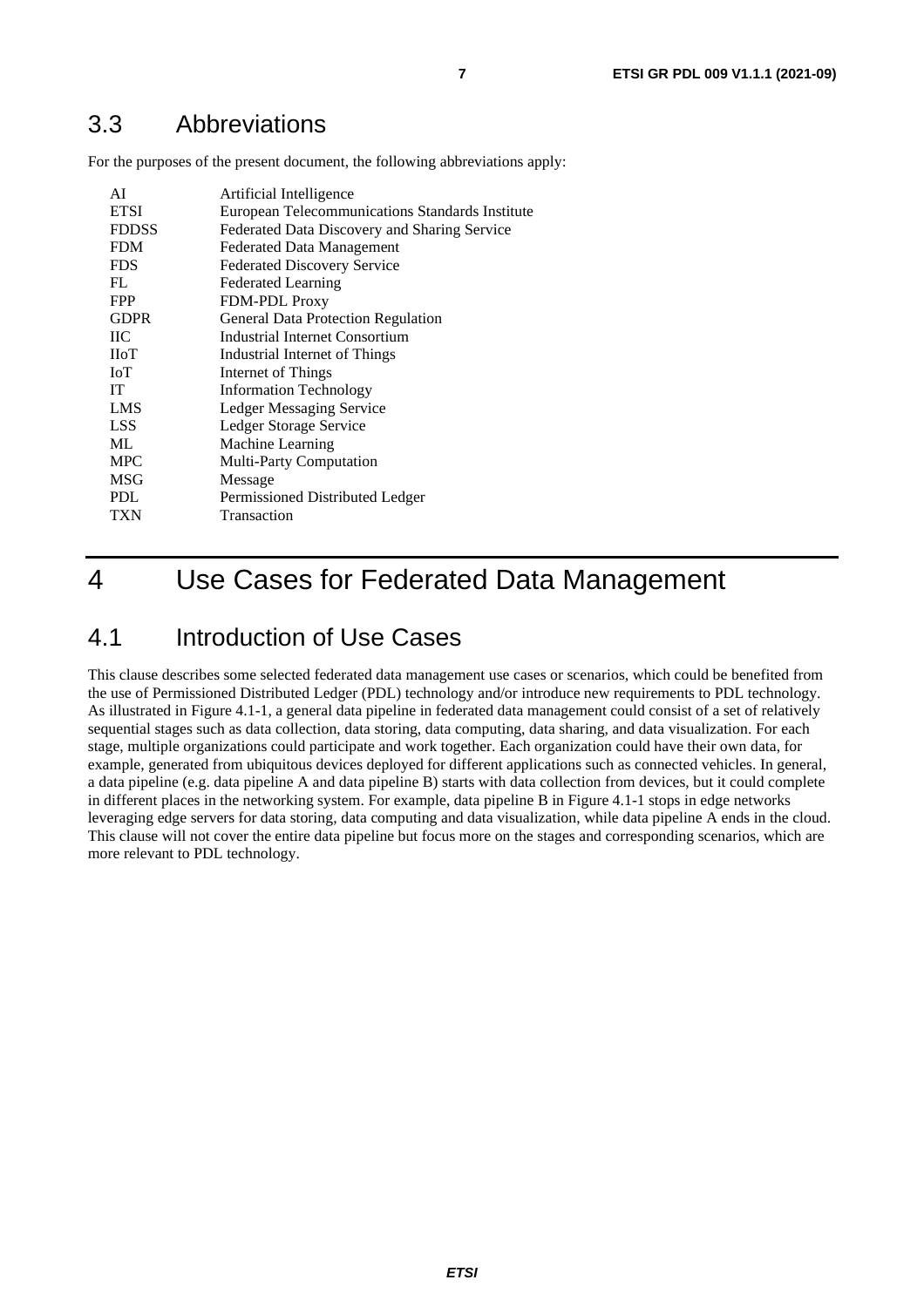## 3.3 Abbreviations

For the purposes of the present document, the following abbreviations apply:

| | |
|---|---|
| AI | Artificial Intelligence |
| ETSI | European Telecommunications Standards Institute |
| FDDSS | Federated Data Discovery and Sharing Service |
| FDM | Federated Data Management |
| FDS | Federated Discovery Service |
| FL | Federated Learning |
| FPP | FDM-PDL Proxy |
| GDPR | General Data Protection Regulation |
| IIC | Industrial Internet Consortium |
| IIoT | Industrial Internet of Things |
| IoT | Internet of Things |
| IT | Information Technology |
| LMS | Ledger Messaging Service |
| LSS | Ledger Storage Service |
| ML | Machine Learning |
| MPC | Multi-Party Computation |
| MSG | Message |
| PDL | Permissioned Distributed Ledger |
| TXN | Transaction |

# 4 Use Cases for Federated Data Management

## 4.1 Introduction of Use Cases

This clause describes some selected federated data management use cases or scenarios, which could be benefited from the use of Permissioned Distributed Ledger (PDL) technology and/or introduce new requirements to PDL technology. As illustrated in Figure 4.1-1, a general data pipeline in federated data management could consist of a set of relatively sequential stages such as data collection, data storing, data computing, data sharing, and data visualization. For each stage, multiple organizations could participate and work together. Each organization could have their own data, for example, generated from ubiquitous devices deployed for different applications such as connected vehicles. In general, a data pipeline (e.g. data pipeline A and data pipeline B) starts with data collection from devices, but it could complete in different places in the networking system. For example, data pipeline B in Figure 4.1-1 stops in edge networks leveraging edge servers for data storing, data computing and data visualization, while data pipeline A ends in the cloud. This clause will not cover the entire data pipeline but focus more on the stages and corresponding scenarios, which are more relevant to PDL technology.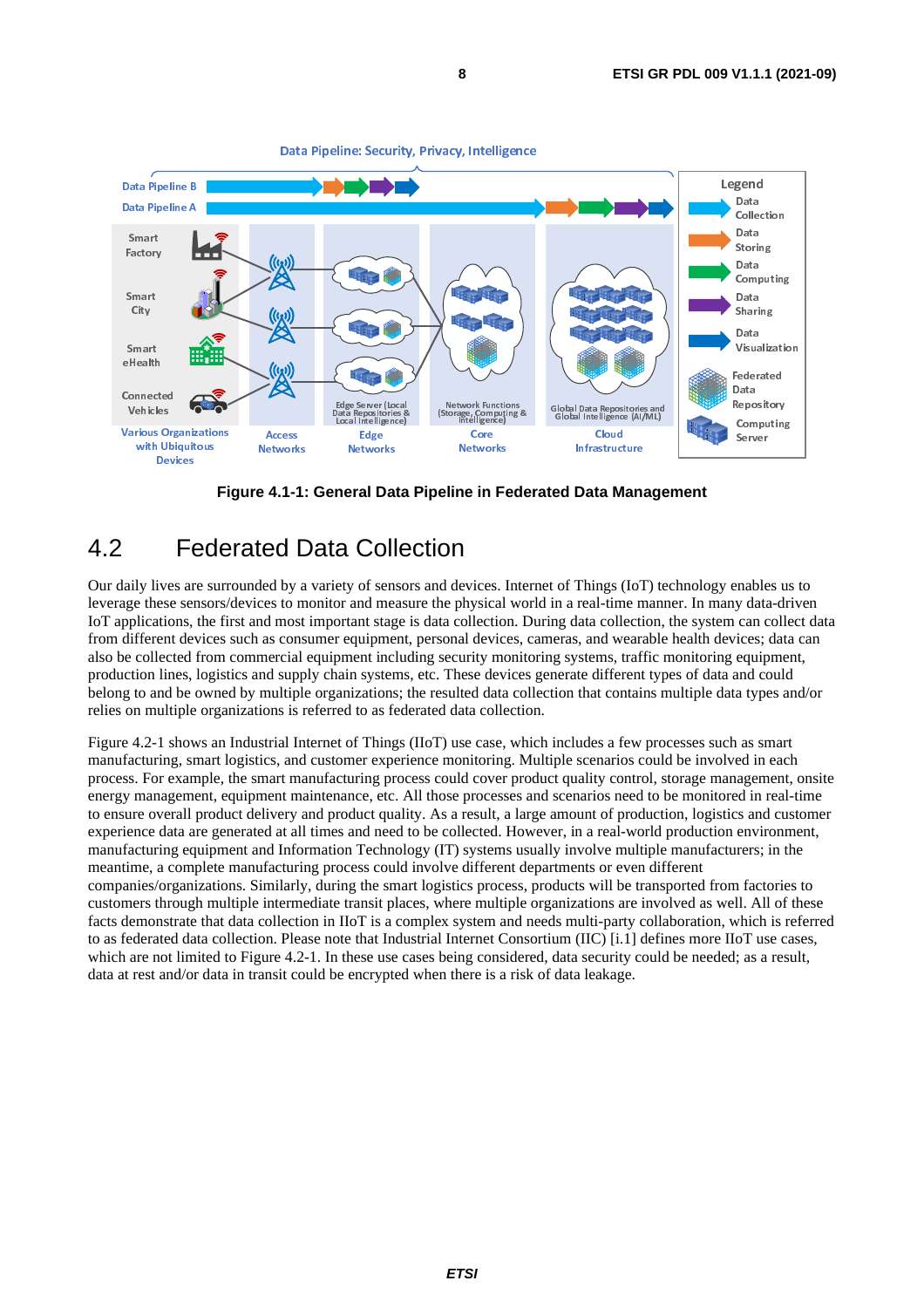Figure 4.1-1: General Data Pipeline in Federated Data Management

## 4.2 Federated Data Collection

Our daily lives are surrounded by a variety of sensors and devices. Internet of Things (IoT) technology enables us to leverage these sensors/devices to monitor and measure the physical world in a real-time manner. In many data-driven IoT applications, the first and most important stage is data collection. During data collection, the system can collect data from different devices such as consumer equipment, personal devices, cameras, and wearable health devices; data can also be collected from commercial equipment including security monitoring systems, traffic monitoring equipment, production lines, logistics and supply chain systems, etc. These devices generate different types of data and could belong to and be owned by multiple organizations; the resulted data collection that contains multiple data types and/or relies on multiple organizations is referred to as federated data collection.

Figure 4.2-1 shows an Industrial Internet of Things (IIoT) use case, which includes a few processes such as smart manufacturing, smart logistics, and customer experience monitoring. Multiple scenarios could be involved in each process. For example, the smart manufacturing process could cover product quality control, storage management, onsite energy management, equipment maintenance, etc. All those processes and scenarios need to be monitored in real-time to ensure overall product delivery and product quality. As a result, a large amount of production, logistics and customer experience data are generated at all times and need to be collected. However, in a real-world production environment, manufacturing equipment and Information Technology (IT) systems usually involve multiple manufacturers; in the meantime, a complete manufacturing process could involve different departments or even different companies/organizations. Similarly, during the smart logistics process, products will be transported from factories to customers through multiple intermediate transit places, where multiple organizations are involved as well. All of these facts demonstrate that data collection in IIoT is a complex system and needs multi-party collaboration, which is referred to as federated data collection. Please note that Industrial Internet Consortium (IIC) [i.1] defines more IIoT use cases, which are not limited to Figure 4.2-1. In these use cases being considered, data security could be needed; as a result, data at rest and/or data in transit could be encrypted when there is a risk of data leakage.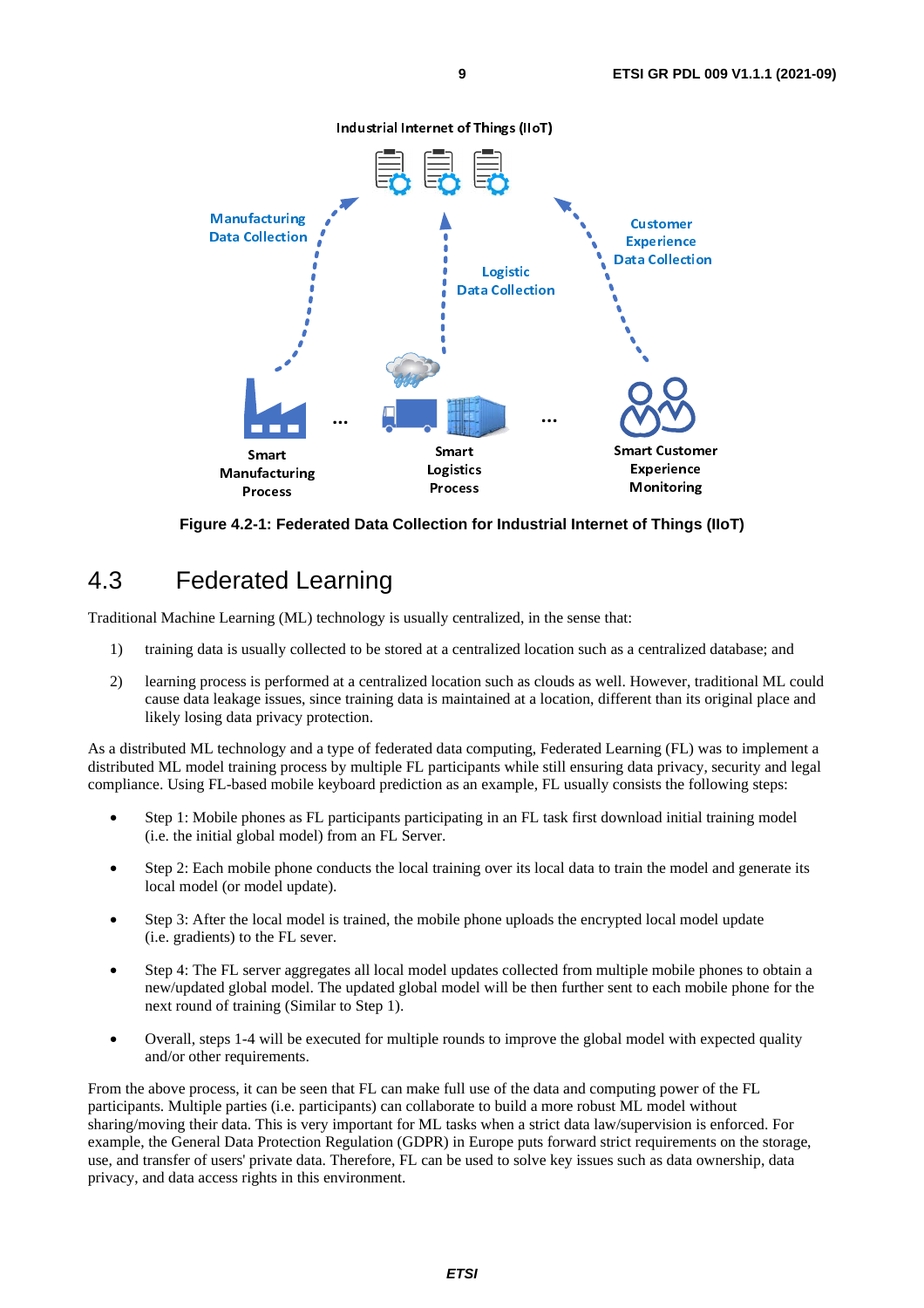Figure 4.2-1: Federated Data Collection for Industrial Internet of Things (IIoT)

## 4.3 Federated Learning

Traditional Machine Learning (ML) technology is usually centralized, in the sense that:

1) training data is usually collected to be stored at a centralized location such as a centralized database; and

2) learning process is performed at a centralized location such as clouds as well. However, traditional ML could cause data leakage issues, since training data is maintained at a location, different than its original place and likely losing data privacy protection.

As a distributed ML technology and a type of federated data computing, Federated Learning (FL) was to implement a distributed ML model training process by multiple FL participants while still ensuring data privacy, security and legal compliance. Using FL-based mobile keyboard prediction as an example, FL usually consists the following steps:

- Step 1: Mobile phones as FL participants participating in an FL task first download initial training model (i.e. the initial global model) from an FL Server.
- Step 2: Each mobile phone conducts the local training over its local data to train the model and generate its local model (or model update).
- Step 3: After the local model is trained, the mobile phone uploads the encrypted local model update (i.e. gradients) to the FL sever.
- Step 4: The FL server aggregates all local model updates collected from multiple mobile phones to obtain a new/updated global model. The updated global model will be then further sent to each mobile phone for the next round of training (Similar to Step 1).
- Overall, steps 1-4 will be executed for multiple rounds to improve the global model with expected quality and/or other requirements.

From the above process, it can be seen that FL can make full use of the data and computing power of the FL participants. Multiple parties (i.e. participants) can collaborate to build a more robust ML model without sharing/moving their data. This is very important for ML tasks when a strict data law/supervision is enforced. For example, the General Data Protection Regulation (GDPR) in Europe puts forward strict requirements on the storage, use, and transfer of users' private data. Therefore, FL can be used to solve key issues such as data ownership, data privacy, and data access rights in this environment.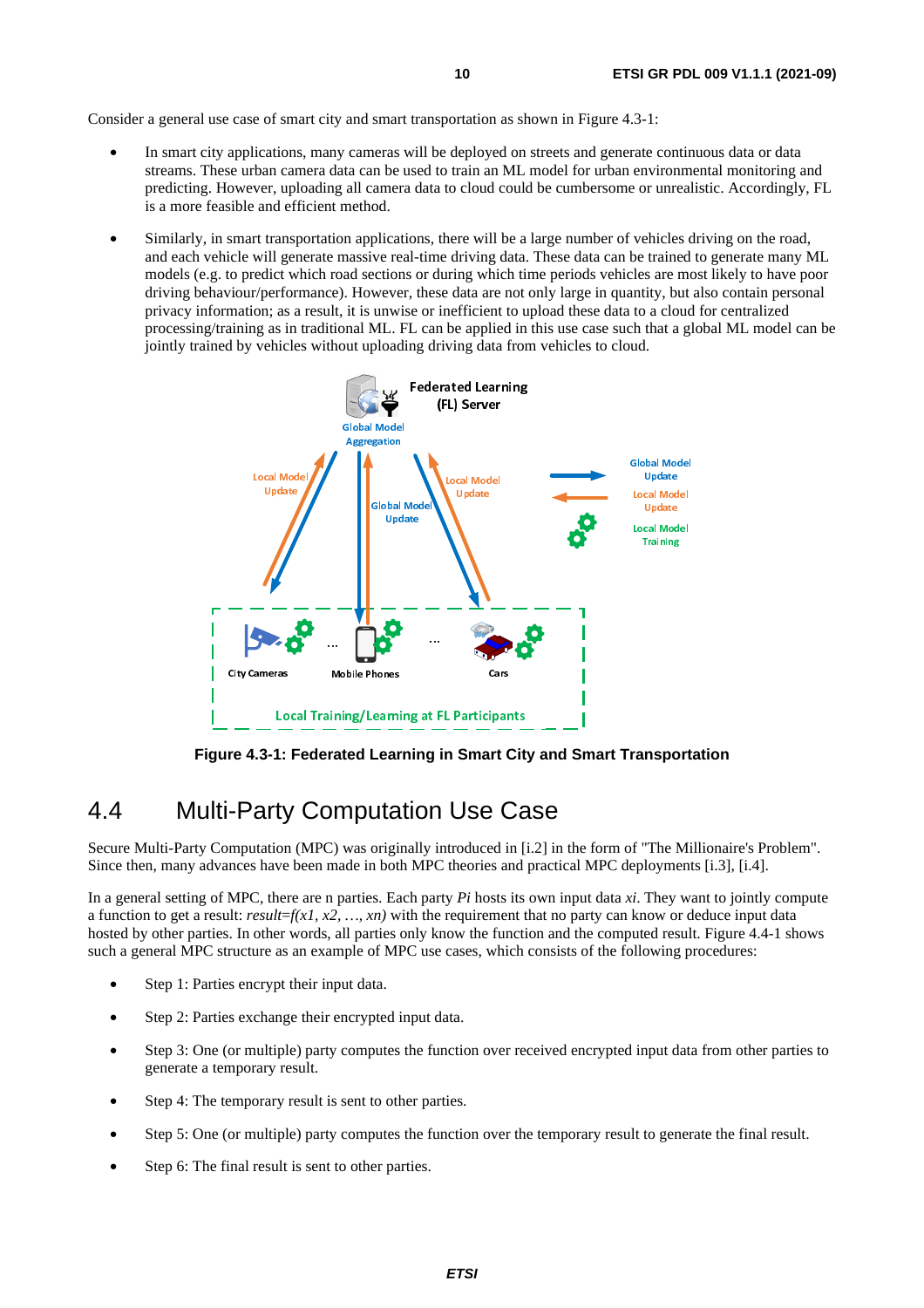Consider a general use case of smart city and smart transportation as shown in Figure 4.3-1:

- In smart city applications, many cameras will be deployed on streets and generate continuous data or data streams. These urban camera data can be used to train an ML model for urban environmental monitoring and predicting. However, uploading all camera data to cloud could be cumbersome or unrealistic. Accordingly, FL is a more feasible and efficient method.
- Similarly, in smart transportation applications, there will be a large number of vehicles driving on the road, and each vehicle will generate massive real-time driving data. These data can be trained to generate many ML models (e.g. to predict which road sections or during which time periods vehicles are most likely to have poor driving behaviour/performance). However, these data are not only large in quantity, but also contain personal privacy information; as a result, it is unwise or inefficient to upload these data to a cloud for centralized processing/training as in traditional ML. FL can be applied in this use case such that a global ML model can be jointly trained by vehicles without uploading driving data from vehicles to cloud.

**Figure 4.3-1: Federated Learning in Smart City and Smart Transportation**

# 4.4 Multi-Party Computation Use Case

Secure Multi-Party Computation (MPC) was originally introduced in [i.2] in the form of "The Millionaire's Problem". Since then, many advances have been made in both MPC theories and practical MPC deployments [i.3], [i.4].

In a general setting of MPC, there are n parties. Each party $P_i$ hosts its own input data $x_i$. They want to jointly compute a function to get a result: $result = f(x_1, x_2, \ldots, x_n)$ with the requirement that no party can know or deduce input data hosted by other parties. In other words, all parties only know the function and the computed result. Figure 4.4-1 shows such a general MPC structure as an example of MPC use cases, which consists of the following procedures:

- Step 1: Parties encrypt their input data.
- Step 2: Parties exchange their encrypted input data.
- Step 3: One (or multiple) party computes the function over received encrypted input data from other parties to generate a temporary result.
- Step 4: The temporary result is sent to other parties.
- Step 5: One (or multiple) party computes the function over the temporary result to generate the final result.
- Step 6: The final result is sent to other parties.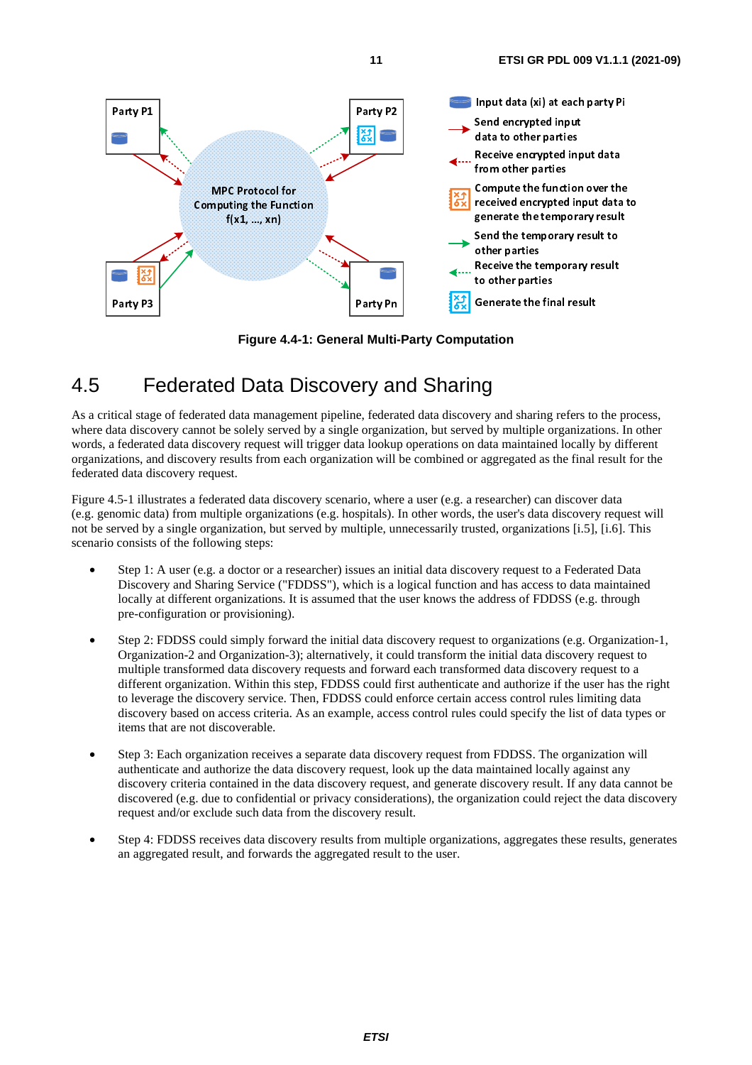Figure 4.4-1: General Multi-Party Computation

## 4.5 Federated Data Discovery and Sharing

As a critical stage of federated data management pipeline, federated data discovery and sharing refers to the process, where data discovery cannot be solely served by a single organization, but served by multiple organizations. In other words, a federated data discovery request will trigger data lookup operations on data maintained locally by different organizations, and discovery results from each organization will be combined or aggregated as the final result for the federated data discovery request.

Figure 4.5-1 illustrates a federated data discovery scenario, where a user (e.g. a researcher) can discover data (e.g. genomic data) from multiple organizations (e.g. hospitals). In other words, the user's data discovery request will not be served by a single organization, but served by multiple, unnecessarily trusted, organizations [i.5], [i.6]. This scenario consists of the following steps:

- Step 1: A user (e.g. a doctor or a researcher) issues an initial data discovery request to a Federated Data Discovery and Sharing Service ("FDDSS"), which is a logical function and has access to data maintained locally at different organizations. It is assumed that the user knows the address of FDDSS (e.g. through pre-configuration or provisioning).

- Step 2: FDDSS could simply forward the initial data discovery request to organizations (e.g. Organization-1, Organization-2 and Organization-3); alternatively, it could transform the initial data discovery request to multiple transformed data discovery requests and forward each transformed data discovery request to a different organization. Within this step, FDDSS could first authenticate and authorize if the user has the right to leverage the discovery service. Then, FDDSS could enforce certain access control rules limiting data discovery based on access criteria. As an example, access control rules could specify the list of data types or items that are not discoverable.

- Step 3: Each organization receives a separate data discovery request from FDDSS. The organization will authenticate and authorize the data discovery request, look up the data maintained locally against any discovery criteria contained in the data discovery request, and generate discovery result. If any data cannot be discovered (e.g. due to confidential or privacy considerations), the organization could reject the data discovery request and/or exclude such data from the discovery result.

- Step 4: FDDSS receives data discovery results from multiple organizations, aggregates these results, generates an aggregated result, and forwards the aggregated result to the user.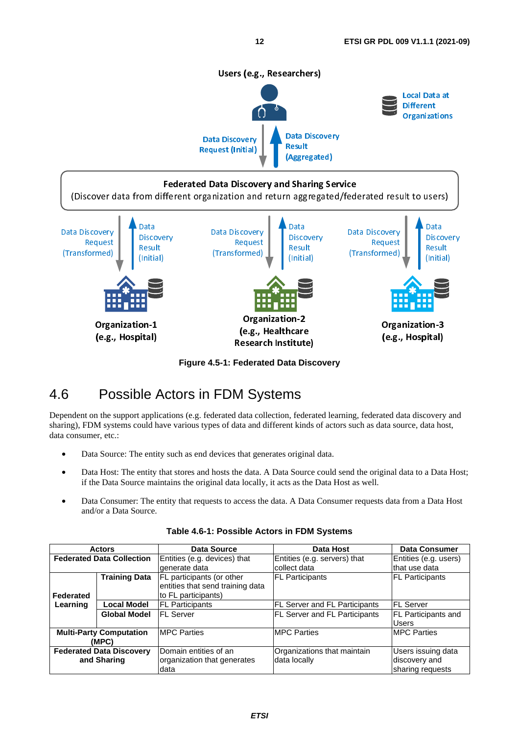Figure 4.5-1: Federated Data Discovery

## 4.6 Possible Actors in FDM Systems

Dependent on the support applications (e.g. federated data collection, federated learning, federated data discovery and sharing), FDM systems could have various types of data and different kinds of actors such as data source, data host, data consumer, etc.:

- Data Source: The entity such as end devices that generates original data.
- Data Host: The entity that stores and hosts the data. A Data Source could send the original data to a Data Host; if the Data Source maintains the original data locally, it acts as the Data Host as well.
- Data Consumer: The entity that requests to access the data. A Data Consumer requests data from a Data Host and/or a Data Source.

**Table 4.6-1: Possible Actors in FDM Systems**

| Actors | | Data Source | Data Host | Data Consumer |
|---|---|---|---|---|
| **Federated Data Collection** | | Entities (e.g. devices) that generate data | Entities (e.g. servers) that collect data | Entities (e.g. users) that use data |
| **Federated Learning** | **Training Data** | FL participants (or other entities that send training data to FL participants) | FL Participants | FL Participants |
| | **Local Model** | FL Participants | FL Server and FL Participants | FL Server |
| | **Global Model** | FL Server | FL Server and FL Participants | FL Participants and Users |
| **Multi-Party Computation (MPC)** | | MPC Parties | MPC Parties | MPC Parties |
| **Federated Data Discovery and Sharing** | | Domain entities of an organization that generates data | Organizations that maintain data locally | Users issuing data discovery and sharing requests |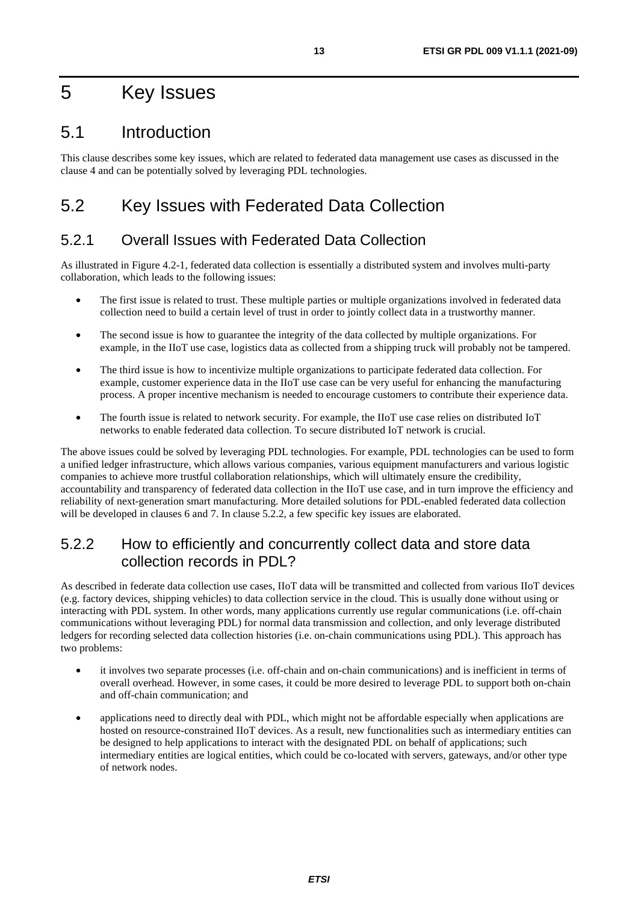# 5 Key Issues

## 5.1 Introduction

This clause describes some key issues, which are related to federated data management use cases as discussed in the clause 4 and can be potentially solved by leveraging PDL technologies.

## 5.2 Key Issues with Federated Data Collection

### 5.2.1 Overall Issues with Federated Data Collection

As illustrated in Figure 4.2-1, federated data collection is essentially a distributed system and involves multi-party collaboration, which leads to the following issues:

- The first issue is related to trust. These multiple parties or multiple organizations involved in federated data collection need to build a certain level of trust in order to jointly collect data in a trustworthy manner.
- The second issue is how to guarantee the integrity of the data collected by multiple organizations. For example, in the IIoT use case, logistics data as collected from a shipping truck will probably not be tampered.
- The third issue is how to incentivize multiple organizations to participate federated data collection. For example, customer experience data in the IIoT use case can be very useful for enhancing the manufacturing process. A proper incentive mechanism is needed to encourage customers to contribute their experience data.
- The fourth issue is related to network security. For example, the IIoT use case relies on distributed IoT networks to enable federated data collection. To secure distributed IoT network is crucial.

The above issues could be solved by leveraging PDL technologies. For example, PDL technologies can be used to form a unified ledger infrastructure, which allows various companies, various equipment manufacturers and various logistic companies to achieve more trustful collaboration relationships, which will ultimately ensure the credibility, accountability and transparency of federated data collection in the IIoT use case, and in turn improve the efficiency and reliability of next-generation smart manufacturing. More detailed solutions for PDL-enabled federated data collection will be developed in clauses 6 and 7. In clause 5.2.2, a few specific key issues are elaborated.

### 5.2.2 How to efficiently and concurrently collect data and store data collection records in PDL?

As described in federate data collection use cases, IIoT data will be transmitted and collected from various IIoT devices (e.g. factory devices, shipping vehicles) to data collection service in the cloud. This is usually done without using or interacting with PDL system. In other words, many applications currently use regular communications (i.e. off-chain communications without leveraging PDL) for normal data transmission and collection, and only leverage distributed ledgers for recording selected data collection histories (i.e. on-chain communications using PDL). This approach has two problems:

- it involves two separate processes (i.e. off-chain and on-chain communications) and is inefficient in terms of overall overhead. However, in some cases, it could be more desired to leverage PDL to support both on-chain and off-chain communication; and
- applications need to directly deal with PDL, which might not be affordable especially when applications are hosted on resource-constrained IIoT devices. As a result, new functionalities such as intermediary entities can be designed to help applications to interact with the designated PDL on behalf of applications; such intermediary entities are logical entities, which could be co-located with servers, gateways, and/or other type of network nodes.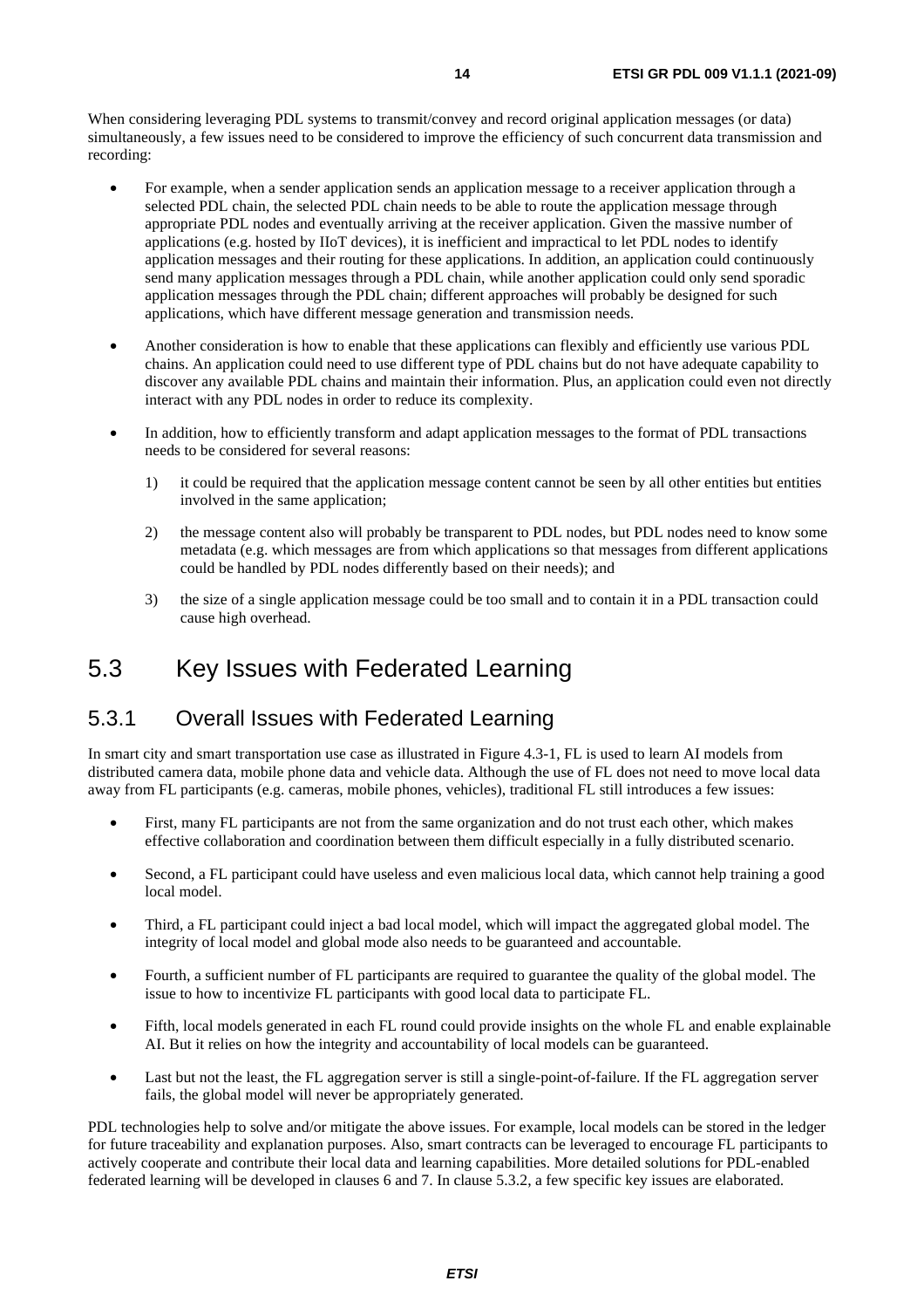When considering leveraging PDL systems to transmit/convey and record original application messages (or data) simultaneously, a few issues need to be considered to improve the efficiency of such concurrent data transmission and recording:

- For example, when a sender application sends an application message to a receiver application through a selected PDL chain, the selected PDL chain needs to be able to route the application message through appropriate PDL nodes and eventually arriving at the receiver application. Given the massive number of applications (e.g. hosted by IIoT devices), it is inefficient and impractical to let PDL nodes to identify application messages and their routing for these applications. In addition, an application could continuously send many application messages through a PDL chain, while another application could only send sporadic application messages through the PDL chain; different approaches will probably be designed for such applications, which have different message generation and transmission needs.
- Another consideration is how to enable that these applications can flexibly and efficiently use various PDL chains. An application could need to use different type of PDL chains but do not have adequate capability to discover any available PDL chains and maintain their information. Plus, an application could even not directly interact with any PDL nodes in order to reduce its complexity.
- In addition, how to efficiently transform and adapt application messages to the format of PDL transactions needs to be considered for several reasons:
    1) it could be required that the application message content cannot be seen by all other entities but entities involved in the same application;
    2) the message content also will probably be transparent to PDL nodes, but PDL nodes need to know some metadata (e.g. which messages are from which applications so that messages from different applications could be handled by PDL nodes differently based on their needs); and
    3) the size of a single application message could be too small and to contain it in a PDL transaction could cause high overhead.

## 5.3 Key Issues with Federated Learning

### 5.3.1 Overall Issues with Federated Learning

In smart city and smart transportation use case as illustrated in Figure 4.3-1, FL is used to learn AI models from distributed camera data, mobile phone data and vehicle data. Although the use of FL does not need to move local data away from FL participants (e.g. cameras, mobile phones, vehicles), traditional FL still introduces a few issues:

- First, many FL participants are not from the same organization and do not trust each other, which makes effective collaboration and coordination between them difficult especially in a fully distributed scenario.
- Second, a FL participant could have useless and even malicious local data, which cannot help training a good local model.
- Third, a FL participant could inject a bad local model, which will impact the aggregated global model. The integrity of local model and global mode also needs to be guaranteed and accountable.
- Fourth, a sufficient number of FL participants are required to guarantee the quality of the global model. The issue to how to incentivize FL participants with good local data to participate FL.
- Fifth, local models generated in each FL round could provide insights on the whole FL and enable explainable AI. But it relies on how the integrity and accountability of local models can be guaranteed.
- Last but not the least, the FL aggregation server is still a single-point-of-failure. If the FL aggregation server fails, the global model will never be appropriately generated.

PDL technologies help to solve and/or mitigate the above issues. For example, local models can be stored in the ledger for future traceability and explanation purposes. Also, smart contracts can be leveraged to encourage FL participants to actively cooperate and contribute their local data and learning capabilities. More detailed solutions for PDL-enabled federated learning will be developed in clauses 6 and 7. In clause 5.3.2, a few specific key issues are elaborated.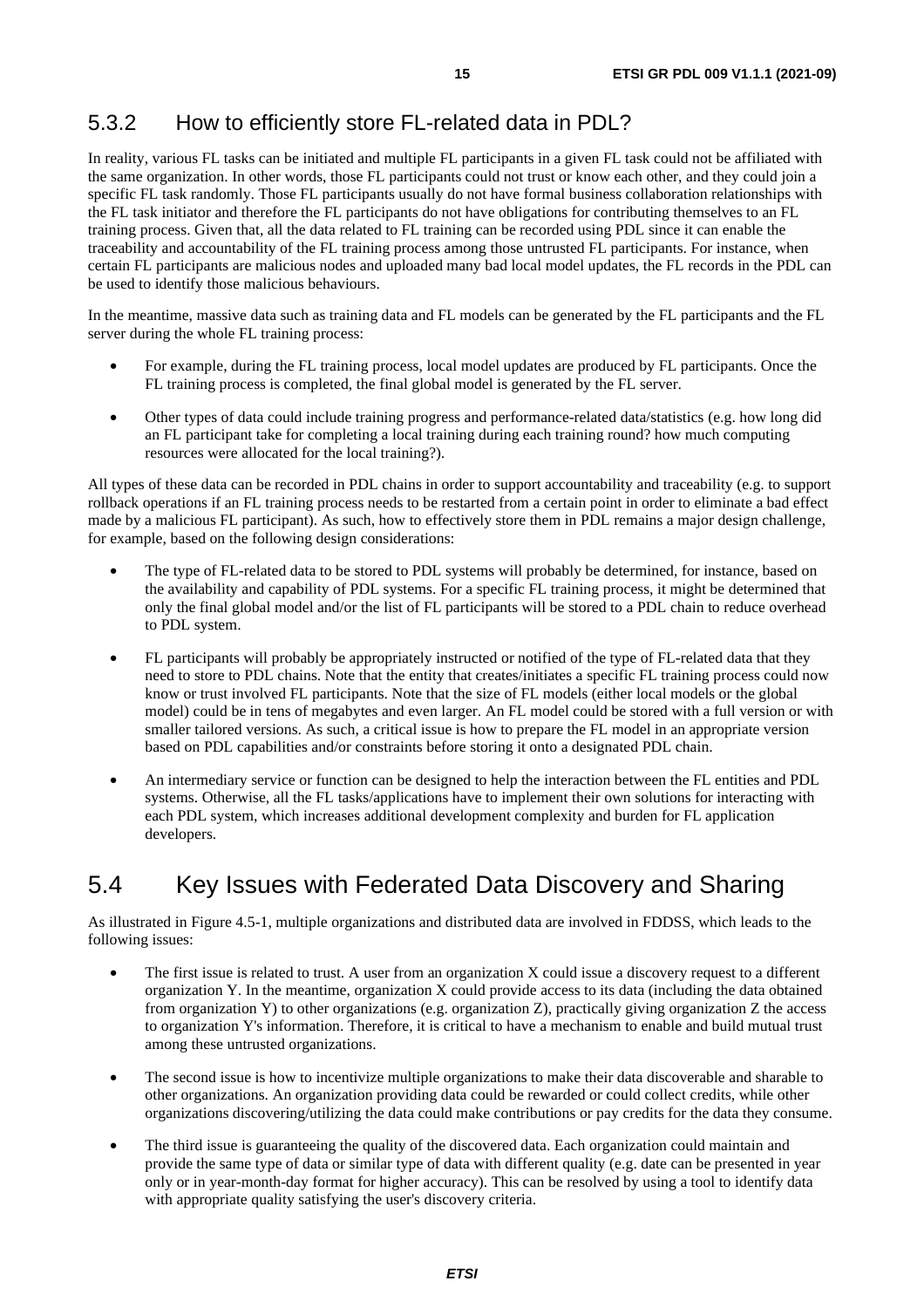### 5.3.2 How to efficiently store FL-related data in PDL?

In reality, various FL tasks can be initiated and multiple FL participants in a given FL task could not be affiliated with the same organization. In other words, those FL participants could not trust or know each other, and they could join a specific FL task randomly. Those FL participants usually do not have formal business collaboration relationships with the FL task initiator and therefore the FL participants do not have obligations for contributing themselves to an FL training process. Given that, all the data related to FL training can be recorded using PDL since it can enable the traceability and accountability of the FL training process among those untrusted FL participants. For instance, when certain FL participants are malicious nodes and uploaded many bad local model updates, the FL records in the PDL can be used to identify those malicious behaviours.

In the meantime, massive data such as training data and FL models can be generated by the FL participants and the FL server during the whole FL training process:

- For example, during the FL training process, local model updates are produced by FL participants. Once the FL training process is completed, the final global model is generated by the FL server.
- Other types of data could include training progress and performance-related data/statistics (e.g. how long did an FL participant take for completing a local training during each training round? how much computing resources were allocated for the local training?).

All types of these data can be recorded in PDL chains in order to support accountability and traceability (e.g. to support rollback operations if an FL training process needs to be restarted from a certain point in order to eliminate a bad effect made by a malicious FL participant). As such, how to effectively store them in PDL remains a major design challenge, for example, based on the following design considerations:

- The type of FL-related data to be stored to PDL systems will probably be determined, for instance, based on the availability and capability of PDL systems. For a specific FL training process, it might be determined that only the final global model and/or the list of FL participants will be stored to a PDL chain to reduce overhead to PDL system.
- FL participants will probably be appropriately instructed or notified of the type of FL-related data that they need to store to PDL chains. Note that the entity that creates/initiates a specific FL training process could now know or trust involved FL participants. Note that the size of FL models (either local models or the global model) could be in tens of megabytes and even larger. An FL model could be stored with a full version or with smaller tailored versions. As such, a critical issue is how to prepare the FL model in an appropriate version based on PDL capabilities and/or constraints before storing it onto a designated PDL chain.
- An intermediary service or function can be designed to help the interaction between the FL entities and PDL systems. Otherwise, all the FL tasks/applications have to implement their own solutions for interacting with each PDL system, which increases additional development complexity and burden for FL application developers.

## 5.4 Key Issues with Federated Data Discovery and Sharing

As illustrated in Figure 4.5-1, multiple organizations and distributed data are involved in FDDSS, which leads to the following issues:

- The first issue is related to trust. A user from an organization X could issue a discovery request to a different organization Y. In the meantime, organization X could provide access to its data (including the data obtained from organization Y) to other organizations (e.g. organization Z), practically giving organization Z the access to organization Y's information. Therefore, it is critical to have a mechanism to enable and build mutual trust among these untrusted organizations.
- The second issue is how to incentivize multiple organizations to make their data discoverable and sharable to other organizations. An organization providing data could be rewarded or could collect credits, while other organizations discovering/utilizing the data could make contributions or pay credits for the data they consume.
- The third issue is guaranteeing the quality of the discovered data. Each organization could maintain and provide the same type of data or similar type of data with different quality (e.g. date can be presented in year only or in year-month-day format for higher accuracy). This can be resolved by using a tool to identify data with appropriate quality satisfying the user's discovery criteria.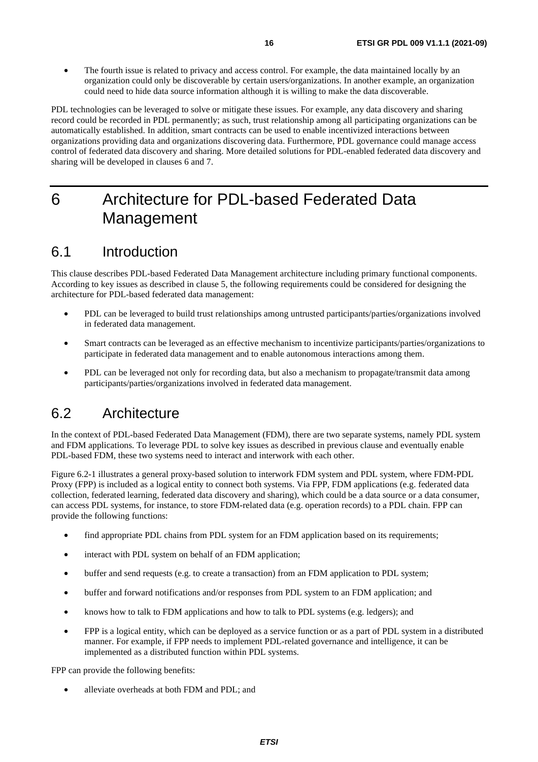- The fourth issue is related to privacy and access control. For example, the data maintained locally by an organization could only be discoverable by certain users/organizations. In another example, an organization could need to hide data source information although it is willing to make the data discoverable.

PDL technologies can be leveraged to solve or mitigate these issues. For example, any data discovery and sharing record could be recorded in PDL permanently; as such, trust relationship among all participating organizations can be automatically established. In addition, smart contracts can be used to enable incentivized interactions between organizations providing data and organizations discovering data. Furthermore, PDL governance could manage access control of federated data discovery and sharing. More detailed solutions for PDL-enabled federated data discovery and sharing will be developed in clauses 6 and 7.

# 6 Architecture for PDL-based Federated Data Management

## 6.1 Introduction

This clause describes PDL-based Federated Data Management architecture including primary functional components. According to key issues as described in clause 5, the following requirements could be considered for designing the architecture for PDL-based federated data management:

- PDL can be leveraged to build trust relationships among untrusted participants/parties/organizations involved in federated data management.
- Smart contracts can be leveraged as an effective mechanism to incentivize participants/parties/organizations to participate in federated data management and to enable autonomous interactions among them.
- PDL can be leveraged not only for recording data, but also a mechanism to propagate/transmit data among participants/parties/organizations involved in federated data management.

## 6.2 Architecture

In the context of PDL-based Federated Data Management (FDM), there are two separate systems, namely PDL system and FDM applications. To leverage PDL to solve key issues as described in previous clause and eventually enable PDL-based FDM, these two systems need to interact and interwork with each other.

Figure 6.2-1 illustrates a general proxy-based solution to interwork FDM system and PDL system, where FDM-PDL Proxy (FPP) is included as a logical entity to connect both systems. Via FPP, FDM applications (e.g. federated data collection, federated learning, federated data discovery and sharing), which could be a data source or a data consumer, can access PDL systems, for instance, to store FDM-related data (e.g. operation records) to a PDL chain. FPP can provide the following functions:

- find appropriate PDL chains from PDL system for an FDM application based on its requirements;
- interact with PDL system on behalf of an FDM application;
- buffer and send requests (e.g. to create a transaction) from an FDM application to PDL system;
- buffer and forward notifications and/or responses from PDL system to an FDM application; and
- knows how to talk to FDM applications and how to talk to PDL systems (e.g. ledgers); and
- FPP is a logical entity, which can be deployed as a service function or as a part of PDL system in a distributed manner. For example, if FPP needs to implement PDL-related governance and intelligence, it can be implemented as a distributed function within PDL systems.

FPP can provide the following benefits:

- alleviate overheads at both FDM and PDL; and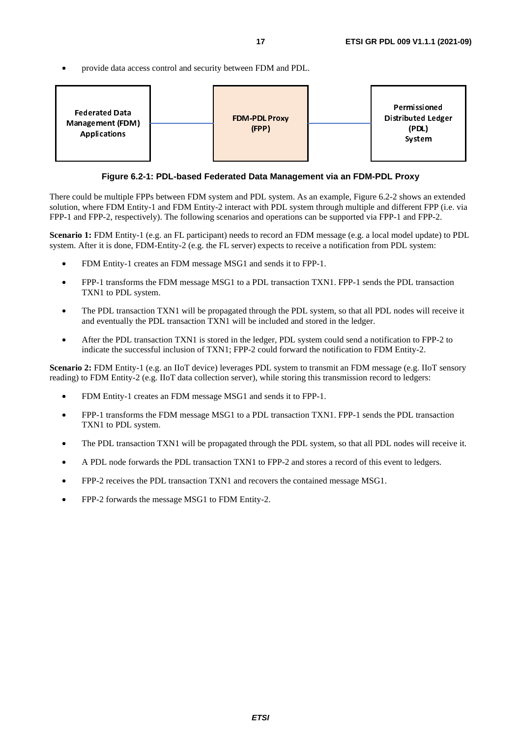- provide data access control and security between FDM and PDL.

Federated Data Management (FDM) Applications — FDM-PDL Proxy (FPP) — Permissioned Distributed Ledger (PDL) System

**Figure 6.2-1: PDL-based Federated Data Management via an FDM-PDL Proxy**

There could be multiple FPPs between FDM system and PDL system. As an example, Figure 6.2-2 shows an extended solution, where FDM Entity-1 and FDM Entity-2 interact with PDL system through multiple and different FPP (i.e. via FPP-1 and FPP-2, respectively). The following scenarios and operations can be supported via FPP-1 and FPP-2.

**Scenario 1:** FDM Entity-1 (e.g. an FL participant) needs to record an FDM message (e.g. a local model update) to PDL system. After it is done, FDM-Entity-2 (e.g. the FL server) expects to receive a notification from PDL system:

- FDM Entity-1 creates an FDM message MSG1 and sends it to FPP-1.
- FPP-1 transforms the FDM message MSG1 to a PDL transaction TXN1. FPP-1 sends the PDL transaction TXN1 to PDL system.
- The PDL transaction TXN1 will be propagated through the PDL system, so that all PDL nodes will receive it and eventually the PDL transaction TXN1 will be included and stored in the ledger.
- After the PDL transaction TXN1 is stored in the ledger, PDL system could send a notification to FPP-2 to indicate the successful inclusion of TXN1; FPP-2 could forward the notification to FDM Entity-2.

**Scenario 2:** FDM Entity-1 (e.g. an IIoT device) leverages PDL system to transmit an FDM message (e.g. IIoT sensory reading) to FDM Entity-2 (e.g. IIoT data collection server), while storing this transmission record to ledgers:

- FDM Entity-1 creates an FDM message MSG1 and sends it to FPP-1.
- FPP-1 transforms the FDM message MSG1 to a PDL transaction TXN1. FPP-1 sends the PDL transaction TXN1 to PDL system.
- The PDL transaction TXN1 will be propagated through the PDL system, so that all PDL nodes will receive it.
- A PDL node forwards the PDL transaction TXN1 to FPP-2 and stores a record of this event to ledgers.
- FPP-2 receives the PDL transaction TXN1 and recovers the contained message MSG1.
- FPP-2 forwards the message MSG1 to FDM Entity-2.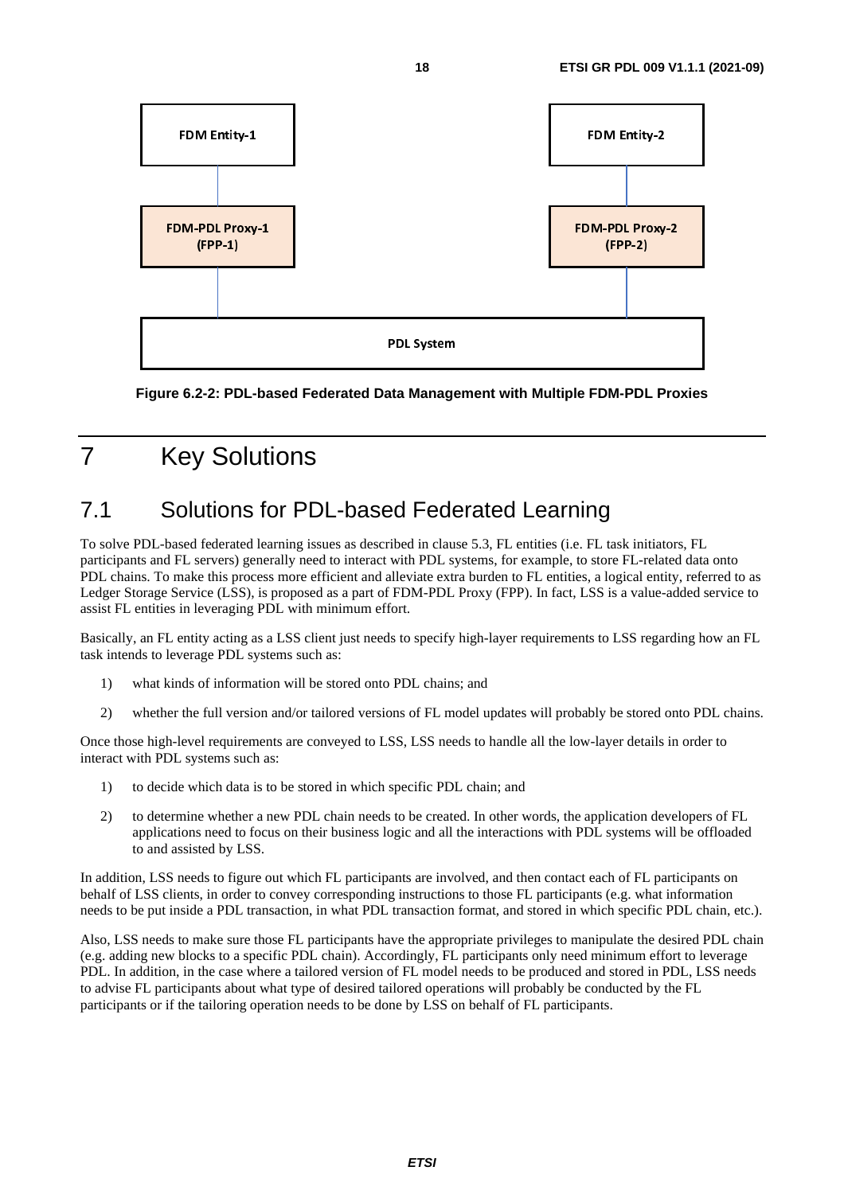FDM Entity-1

FDM Entity-2

FDM-PDL Proxy-1 (FPP-1)

FDM-PDL Proxy-2 (FPP-2)

PDL System

**Figure 6.2-2: PDL-based Federated Data Management with Multiple FDM-PDL Proxies**

# 7 Key Solutions

## 7.1 Solutions for PDL-based Federated Learning

To solve PDL-based federated learning issues as described in clause 5.3, FL entities (i.e. FL task initiators, FL participants and FL servers) generally need to interact with PDL systems, for example, to store FL-related data onto PDL chains. To make this process more efficient and alleviate extra burden to FL entities, a logical entity, referred to as Ledger Storage Service (LSS), is proposed as a part of FDM-PDL Proxy (FPP). In fact, LSS is a value-added service to assist FL entities in leveraging PDL with minimum effort.

Basically, an FL entity acting as a LSS client just needs to specify high-layer requirements to LSS regarding how an FL task intends to leverage PDL systems such as:

1) what kinds of information will be stored onto PDL chains; and

2) whether the full version and/or tailored versions of FL model updates will probably be stored onto PDL chains.

Once those high-level requirements are conveyed to LSS, LSS needs to handle all the low-layer details in order to interact with PDL systems such as:

1) to decide which data is to be stored in which specific PDL chain; and

2) to determine whether a new PDL chain needs to be created. In other words, the application developers of FL applications need to focus on their business logic and all the interactions with PDL systems will be offloaded to and assisted by LSS.

In addition, LSS needs to figure out which FL participants are involved, and then contact each of FL participants on behalf of LSS clients, in order to convey corresponding instructions to those FL participants (e.g. what information needs to be put inside a PDL transaction, in what PDL transaction format, and stored in which specific PDL chain, etc.).

Also, LSS needs to make sure those FL participants have the appropriate privileges to manipulate the desired PDL chain (e.g. adding new blocks to a specific PDL chain). Accordingly, FL participants only need minimum effort to leverage PDL. In addition, in the case where a tailored version of FL model needs to be produced and stored in PDL, LSS needs to advise FL participants about what type of desired tailored operations will probably be conducted by the FL participants or if the tailoring operation needs to be done by LSS on behalf of FL participants.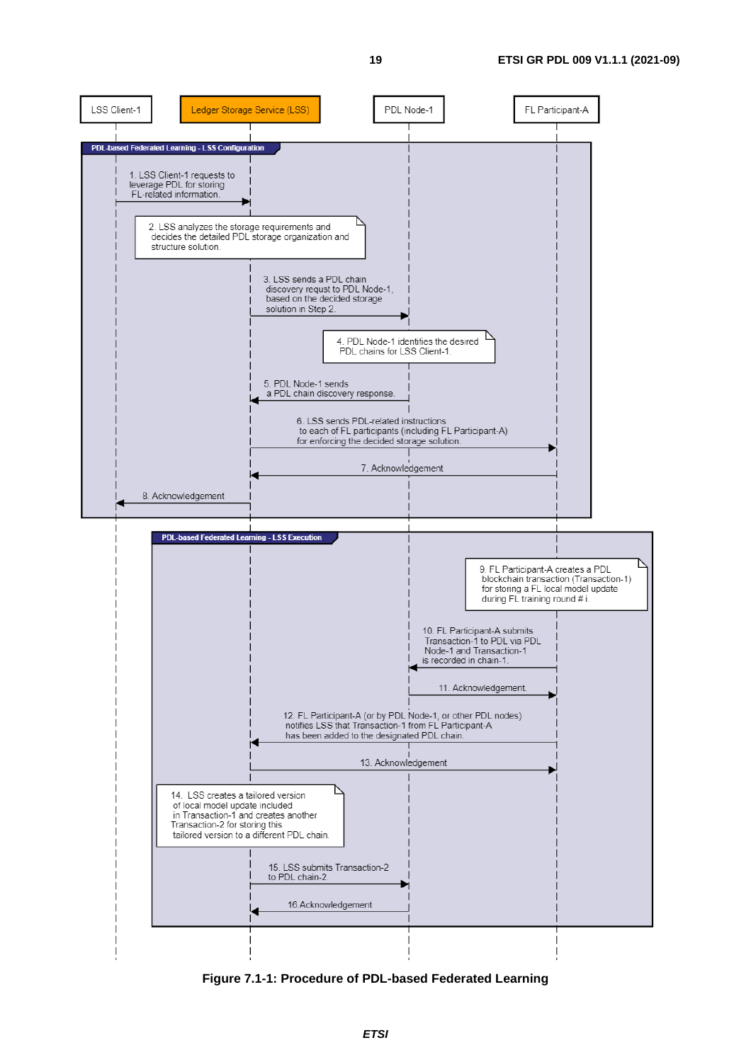LSS Client-1 | Ledger Storage Service (LSS) | PDL Node-1 | FL Participant-A

**PDL-based Federated Learning - LSS Configuration**

1. LSS Client-1 requests to leverage PDL for storing FL-related information.
2. LSS analyzes the storage requirements and decides the detailed PDL storage organization and structure solution.
3. LSS sends a PDL chain discovery requst to PDL Node-1, based on the decided storage solution in Step 2.
4. PDL Node-1 identifies the desired PDL chains for LSS Client-1.
5. PDL Node-1 sends a PDL chain discovery response.
6. LSS sends PDL-related instructions to each of FL participants (including FL Participant-A) for enforcing the decided storage solution.
7. Acknowledgement
8. Acknowledgement

**PDL-based Federated Learning - LSS Execution**

9. FL Participant-A creates a PDL blockchain transaction (Transaction-1) for storing a FL local model update during FL training round # i.
10. FL Participant-A submits Transaction-1 to PDL via PDL Node-1 and Transaction-1 is recorded in chain-1.
11. Acknowledgement.
12. FL Participant-A (or by PDL Node-1, or other PDL nodes) notifies LSS that Transaction-1 from FL Participant-A has been added to the designated PDL chain.
13. Acknowledgement
14. LSS creates a tailored version of local model update included in Transaction-1 and creates another Transaction-2 for storing this tailored version to a different PDL chain.
15. LSS submits Transaction-2 to PDL chain-2.
16. Acknowledgement

**Figure 7.1-1: Procedure of PDL-based Federated Learning**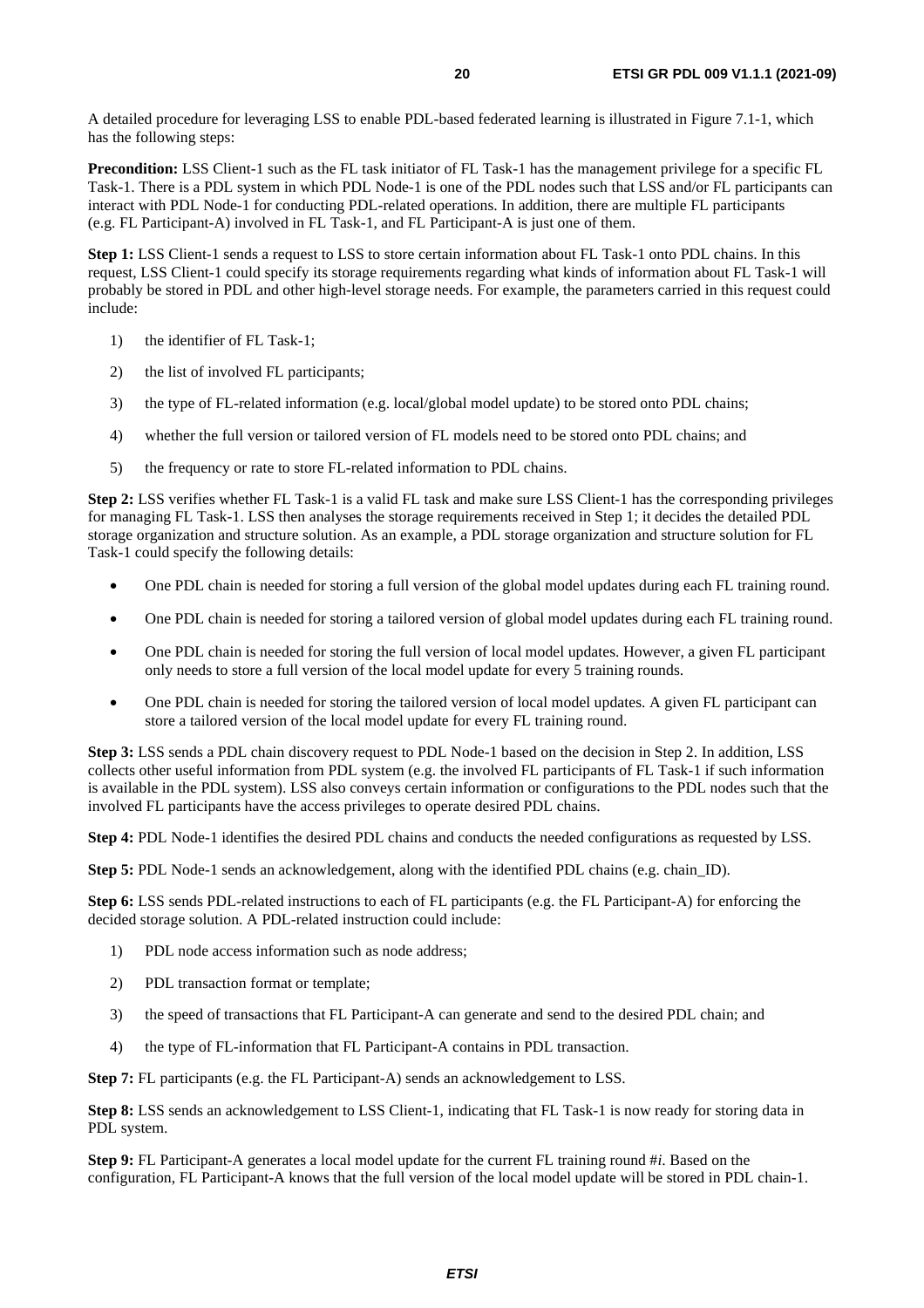A detailed procedure for leveraging LSS to enable PDL-based federated learning is illustrated in Figure 7.1-1, which has the following steps:

**Precondition:** LSS Client-1 such as the FL task initiator of FL Task-1 has the management privilege for a specific FL Task-1. There is a PDL system in which PDL Node-1 is one of the PDL nodes such that LSS and/or FL participants can interact with PDL Node-1 for conducting PDL-related operations. In addition, there are multiple FL participants (e.g. FL Participant-A) involved in FL Task-1, and FL Participant-A is just one of them.

**Step 1:** LSS Client-1 sends a request to LSS to store certain information about FL Task-1 onto PDL chains. In this request, LSS Client-1 could specify its storage requirements regarding what kinds of information about FL Task-1 will probably be stored in PDL and other high-level storage needs. For example, the parameters carried in this request could include:

1) the identifier of FL Task-1;
2) the list of involved FL participants;
3) the type of FL-related information (e.g. local/global model update) to be stored onto PDL chains;
4) whether the full version or tailored version of FL models need to be stored onto PDL chains; and
5) the frequency or rate to store FL-related information to PDL chains.

**Step 2:** LSS verifies whether FL Task-1 is a valid FL task and make sure LSS Client-1 has the corresponding privileges for managing FL Task-1. LSS then analyses the storage requirements received in Step 1; it decides the detailed PDL storage organization and structure solution. As an example, a PDL storage organization and structure solution for FL Task-1 could specify the following details:

- One PDL chain is needed for storing a full version of the global model updates during each FL training round.
- One PDL chain is needed for storing a tailored version of global model updates during each FL training round.
- One PDL chain is needed for storing the full version of local model updates. However, a given FL participant only needs to store a full version of the local model update for every 5 training rounds.
- One PDL chain is needed for storing the tailored version of local model updates. A given FL participant can store a tailored version of the local model update for every FL training round.

**Step 3:** LSS sends a PDL chain discovery request to PDL Node-1 based on the decision in Step 2. In addition, LSS collects other useful information from PDL system (e.g. the involved FL participants of FL Task-1 if such information is available in the PDL system). LSS also conveys certain information or configurations to the PDL nodes such that the involved FL participants have the access privileges to operate desired PDL chains.

**Step 4:** PDL Node-1 identifies the desired PDL chains and conducts the needed configurations as requested by LSS.

**Step 5:** PDL Node-1 sends an acknowledgement, along with the identified PDL chains (e.g. chain_ID).

**Step 6:** LSS sends PDL-related instructions to each of FL participants (e.g. the FL Participant-A) for enforcing the decided storage solution. A PDL-related instruction could include:

1) PDL node access information such as node address;
2) PDL transaction format or template;
3) the speed of transactions that FL Participant-A can generate and send to the desired PDL chain; and
4) the type of FL-information that FL Participant-A contains in PDL transaction.

**Step 7:** FL participants (e.g. the FL Participant-A) sends an acknowledgement to LSS.

**Step 8:** LSS sends an acknowledgement to LSS Client-1, indicating that FL Task-1 is now ready for storing data in PDL system.

**Step 9:** FL Participant-A generates a local model update for the current FL training round #*i*. Based on the configuration, FL Participant-A knows that the full version of the local model update will be stored in PDL chain-1.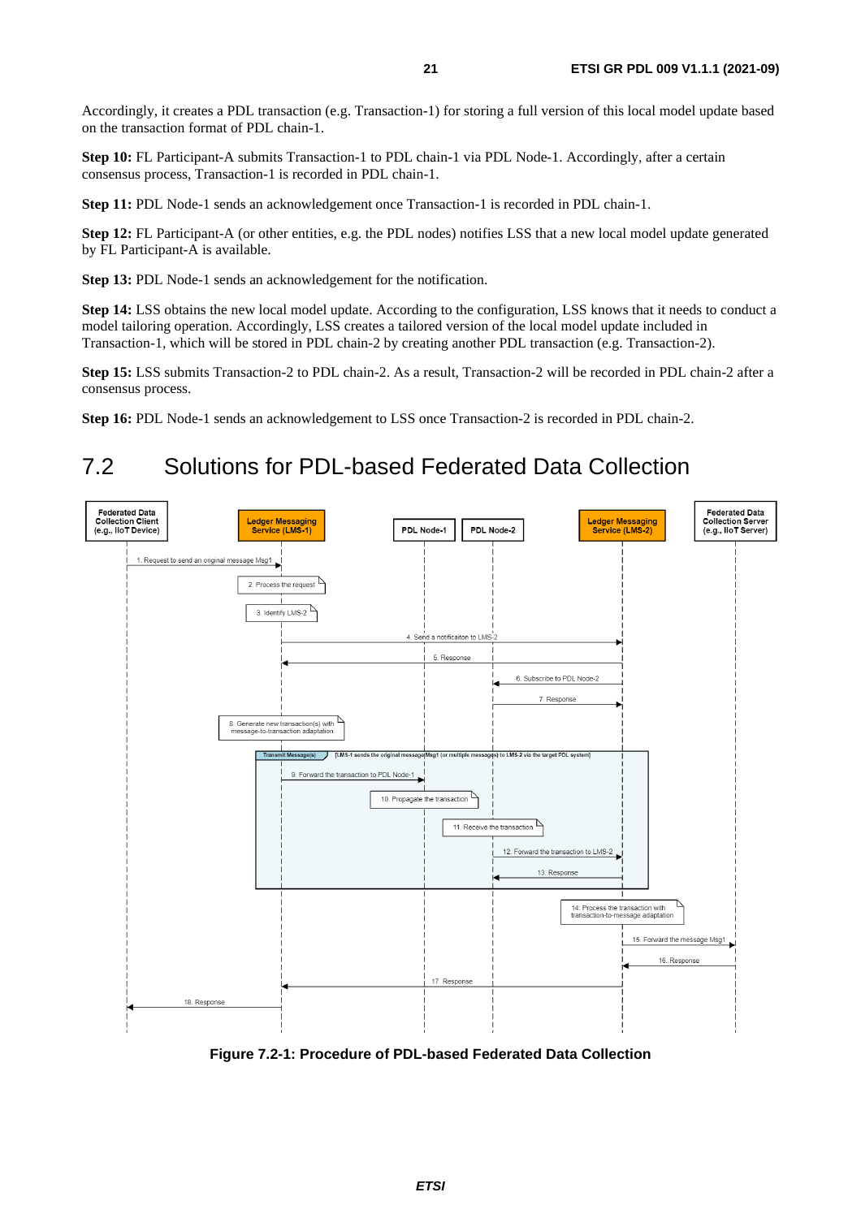Accordingly, it creates a PDL transaction (e.g. Transaction-1) for storing a full version of this local model update based on the transaction format of PDL chain-1.

**Step 10:** FL Participant-A submits Transaction-1 to PDL chain-1 via PDL Node-1. Accordingly, after a certain consensus process, Transaction-1 is recorded in PDL chain-1.

**Step 11:** PDL Node-1 sends an acknowledgement once Transaction-1 is recorded in PDL chain-1.

**Step 12:** FL Participant-A (or other entities, e.g. the PDL nodes) notifies LSS that a new local model update generated by FL Participant-A is available.

**Step 13:** PDL Node-1 sends an acknowledgement for the notification.

**Step 14:** LSS obtains the new local model update. According to the configuration, LSS knows that it needs to conduct a model tailoring operation. Accordingly, LSS creates a tailored version of the local model update included in Transaction-1, which will be stored in PDL chain-2 by creating another PDL transaction (e.g. Transaction-2).

**Step 15:** LSS submits Transaction-2 to PDL chain-2. As a result, Transaction-2 will be recorded in PDL chain-2 after a consensus process.

**Step 16:** PDL Node-1 sends an acknowledgement to LSS once Transaction-2 is recorded in PDL chain-2.

## 7.2 Solutions for PDL-based Federated Data Collection

**Figure 7.2-1: Procedure of PDL-based Federated Data Collection**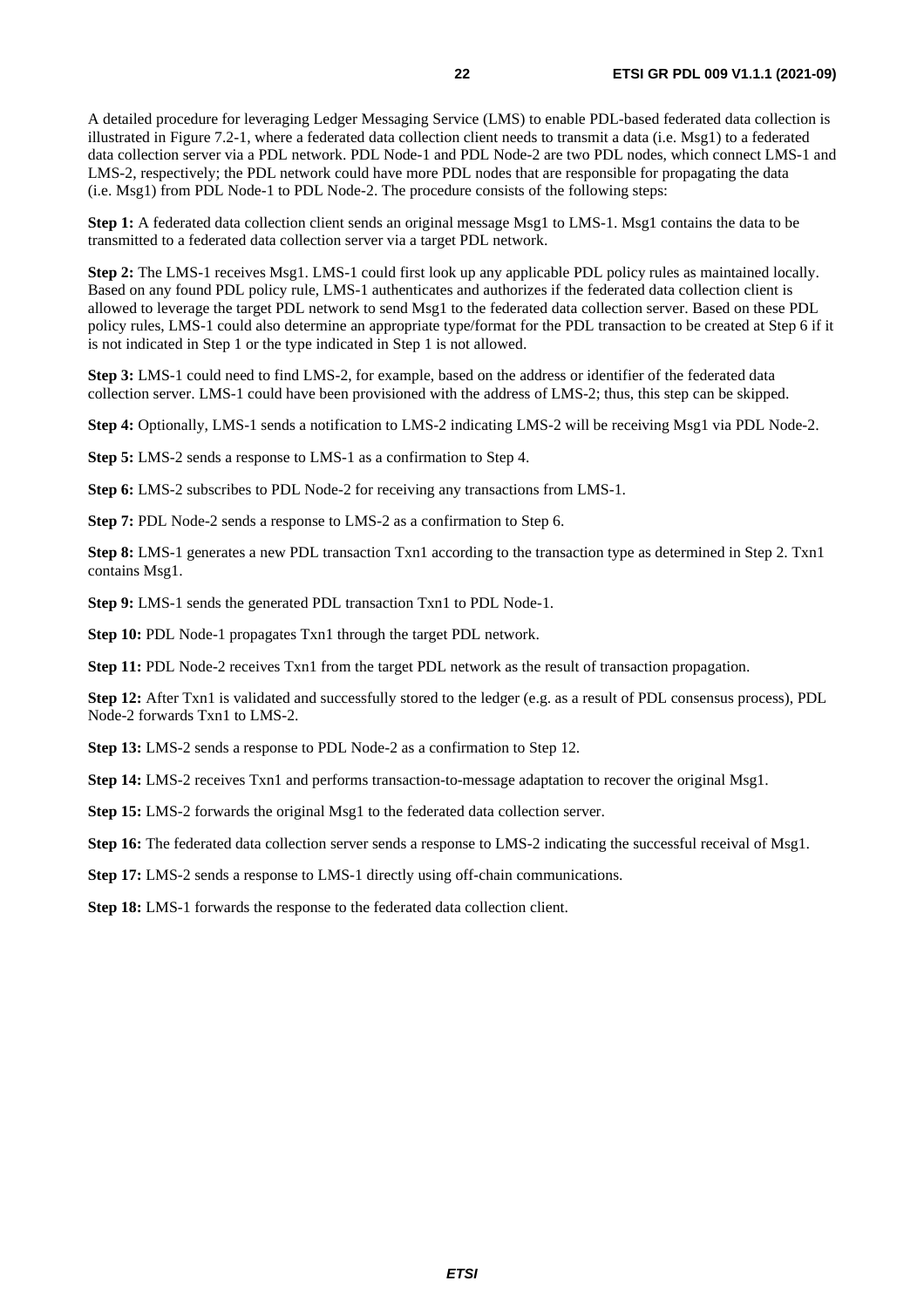A detailed procedure for leveraging Ledger Messaging Service (LMS) to enable PDL-based federated data collection is illustrated in Figure 7.2-1, where a federated data collection client needs to transmit a data (i.e. Msg1) to a federated data collection server via a PDL network. PDL Node-1 and PDL Node-2 are two PDL nodes, which connect LMS-1 and LMS-2, respectively; the PDL network could have more PDL nodes that are responsible for propagating the data (i.e. Msg1) from PDL Node-1 to PDL Node-2. The procedure consists of the following steps:

**Step 1:** A federated data collection client sends an original message Msg1 to LMS-1. Msg1 contains the data to be transmitted to a federated data collection server via a target PDL network.

**Step 2:** The LMS-1 receives Msg1. LMS-1 could first look up any applicable PDL policy rules as maintained locally. Based on any found PDL policy rule, LMS-1 authenticates and authorizes if the federated data collection client is allowed to leverage the target PDL network to send Msg1 to the federated data collection server. Based on these PDL policy rules, LMS-1 could also determine an appropriate type/format for the PDL transaction to be created at Step 6 if it is not indicated in Step 1 or the type indicated in Step 1 is not allowed.

**Step 3:** LMS-1 could need to find LMS-2, for example, based on the address or identifier of the federated data collection server. LMS-1 could have been provisioned with the address of LMS-2; thus, this step can be skipped.

**Step 4:** Optionally, LMS-1 sends a notification to LMS-2 indicating LMS-2 will be receiving Msg1 via PDL Node-2.

**Step 5:** LMS-2 sends a response to LMS-1 as a confirmation to Step 4.

**Step 6:** LMS-2 subscribes to PDL Node-2 for receiving any transactions from LMS-1.

**Step 7:** PDL Node-2 sends a response to LMS-2 as a confirmation to Step 6.

**Step 8:** LMS-1 generates a new PDL transaction Txn1 according to the transaction type as determined in Step 2. Txn1 contains Msg1.

**Step 9:** LMS-1 sends the generated PDL transaction Txn1 to PDL Node-1.

**Step 10:** PDL Node-1 propagates Txn1 through the target PDL network.

**Step 11:** PDL Node-2 receives Txn1 from the target PDL network as the result of transaction propagation.

**Step 12:** After Txn1 is validated and successfully stored to the ledger (e.g. as a result of PDL consensus process), PDL Node-2 forwards Txn1 to LMS-2.

**Step 13:** LMS-2 sends a response to PDL Node-2 as a confirmation to Step 12.

**Step 14:** LMS-2 receives Txn1 and performs transaction-to-message adaptation to recover the original Msg1.

**Step 15:** LMS-2 forwards the original Msg1 to the federated data collection server.

**Step 16:** The federated data collection server sends a response to LMS-2 indicating the successful receival of Msg1.

**Step 17:** LMS-2 sends a response to LMS-1 directly using off-chain communications.

**Step 18:** LMS-1 forwards the response to the federated data collection client.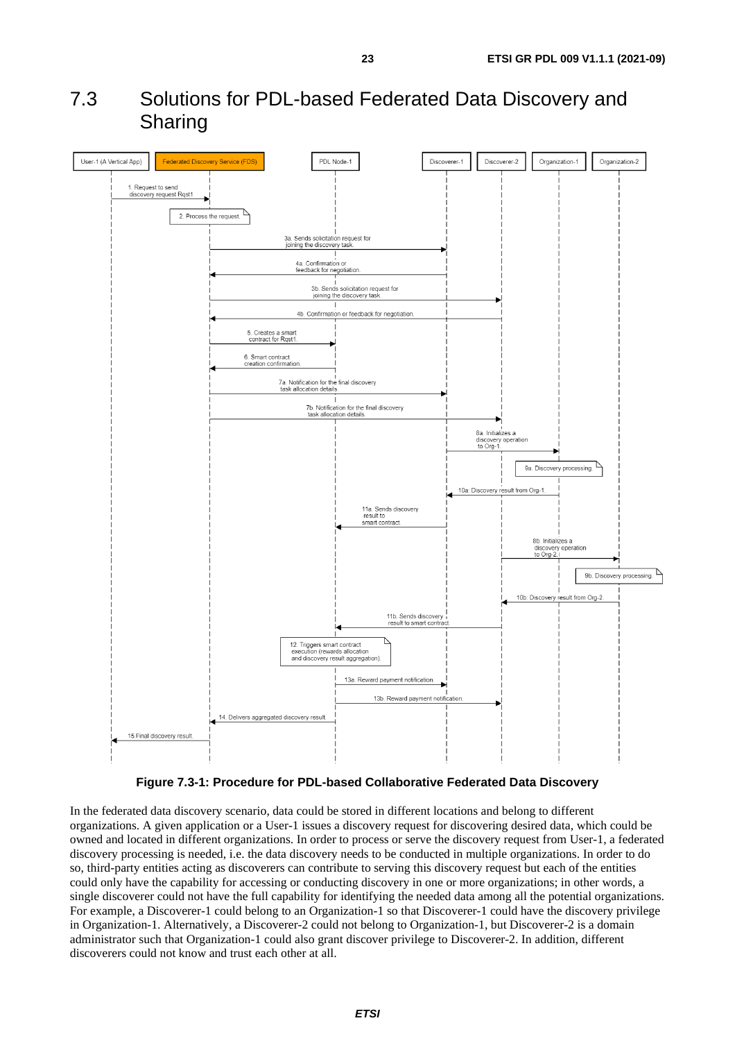## 7.3 Solutions for PDL-based Federated Data Discovery and Sharing

**Figure 7.3-1: Procedure for PDL-based Collaborative Federated Data Discovery**

In the federated data discovery scenario, data could be stored in different locations and belong to different organizations. A given application or a User-1 issues a discovery request for discovering desired data, which could be owned and located in different organizations. In order to process or serve the discovery request from User-1, a federated discovery processing is needed, i.e. the data discovery needs to be conducted in multiple organizations. In order to do so, third-party entities acting as discoverers can contribute to serving this discovery request but each of the entities could only have the capability for accessing or conducting discovery in one or more organizations; in other words, a single discoverer could not have the full capability for identifying the needed data among all the potential organizations. For example, a Discoverer-1 could belong to an Organization-1 so that Discoverer-1 could have the discovery privilege in Organization-1. Alternatively, a Discoverer-2 could not belong to Organization-1, but Discoverer-2 is a domain administrator such that Organization-1 could also grant discover privilege to Discoverer-2. In addition, different discoverers could not know and trust each other at all.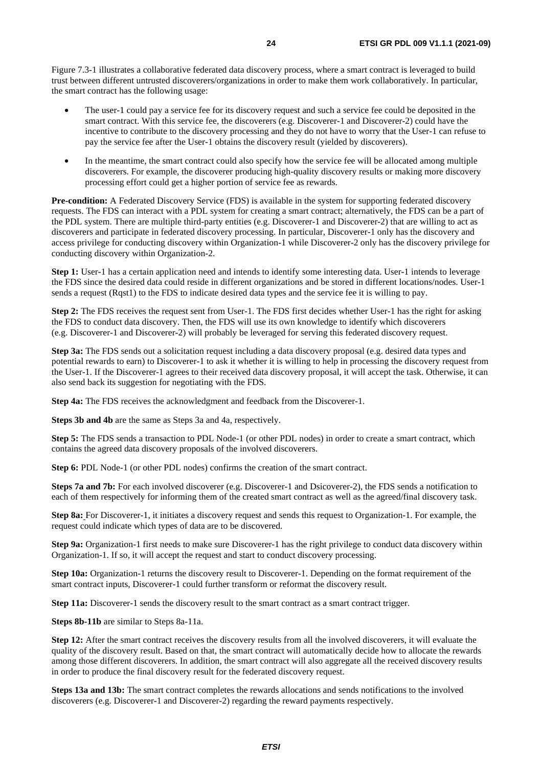Figure 7.3-1 illustrates a collaborative federated data discovery process, where a smart contract is leveraged to build trust between different untrusted discoverers/organizations in order to make them work collaboratively. In particular, the smart contract has the following usage:

- The user-1 could pay a service fee for its discovery request and such a service fee could be deposited in the smart contract. With this service fee, the discoverers (e.g. Discoverer-1 and Discoverer-2) could have the incentive to contribute to the discovery processing and they do not have to worry that the User-1 can refuse to pay the service fee after the User-1 obtains the discovery result (yielded by discoverers).
- In the meantime, the smart contract could also specify how the service fee will be allocated among multiple discoverers. For example, the discoverer producing high-quality discovery results or making more discovery processing effort could get a higher portion of service fee as rewards.

**Pre-condition:** A Federated Discovery Service (FDS) is available in the system for supporting federated discovery requests. The FDS can interact with a PDL system for creating a smart contract; alternatively, the FDS can be a part of the PDL system. There are multiple third-party entities (e.g. Discoverer-1 and Discoverer-2) that are willing to act as discoverers and participate in federated discovery processing. In particular, Discoverer-1 only has the discovery and access privilege for conducting discovery within Organization-1 while Discoverer-2 only has the discovery privilege for conducting discovery within Organization-2.

**Step 1:** User-1 has a certain application need and intends to identify some interesting data. User-1 intends to leverage the FDS since the desired data could reside in different organizations and be stored in different locations/nodes. User-1 sends a request (Rqst1) to the FDS to indicate desired data types and the service fee it is willing to pay.

**Step 2:** The FDS receives the request sent from User-1. The FDS first decides whether User-1 has the right for asking the FDS to conduct data discovery. Then, the FDS will use its own knowledge to identify which discoverers (e.g. Discoverer-1 and Discoverer-2) will probably be leveraged for serving this federated discovery request.

**Step 3a:** The FDS sends out a solicitation request including a data discovery proposal (e.g. desired data types and potential rewards to earn) to Discoverer-1 to ask it whether it is willing to help in processing the discovery request from the User-1. If the Discoverer-1 agrees to their received data discovery proposal, it will accept the task. Otherwise, it can also send back its suggestion for negotiating with the FDS.

**Step 4a:** The FDS receives the acknowledgment and feedback from the Discoverer-1.

**Steps 3b and 4b** are the same as Steps 3a and 4a, respectively.

**Step 5:** The FDS sends a transaction to PDL Node-1 (or other PDL nodes) in order to create a smart contract, which contains the agreed data discovery proposals of the involved discoverers.

**Step 6:** PDL Node-1 (or other PDL nodes) confirms the creation of the smart contract.

**Steps 7a and 7b:** For each involved discoverer (e.g. Discoverer-1 and Dsicoverer-2), the FDS sends a notification to each of them respectively for informing them of the created smart contract as well as the agreed/final discovery task.

**Step 8a:** For Discoverer-1, it initiates a discovery request and sends this request to Organization-1. For example, the request could indicate which types of data are to be discovered.

**Step 9a:** Organization-1 first needs to make sure Discoverer-1 has the right privilege to conduct data discovery within Organization-1. If so, it will accept the request and start to conduct discovery processing.

**Step 10a:** Organization-1 returns the discovery result to Discoverer-1. Depending on the format requirement of the smart contract inputs, Discoverer-1 could further transform or reformat the discovery result.

**Step 11a:** Discoverer-1 sends the discovery result to the smart contract as a smart contract trigger.

**Steps 8b-11b** are similar to Steps 8a-11a.

**Step 12:** After the smart contract receives the discovery results from all the involved discoverers, it will evaluate the quality of the discovery result. Based on that, the smart contract will automatically decide how to allocate the rewards among those different discoverers. In addition, the smart contract will also aggregate all the received discovery results in order to produce the final discovery result for the federated discovery request.

**Steps 13a and 13b:** The smart contract completes the rewards allocations and sends notifications to the involved discoverers (e.g. Discoverer-1 and Discoverer-2) regarding the reward payments respectively.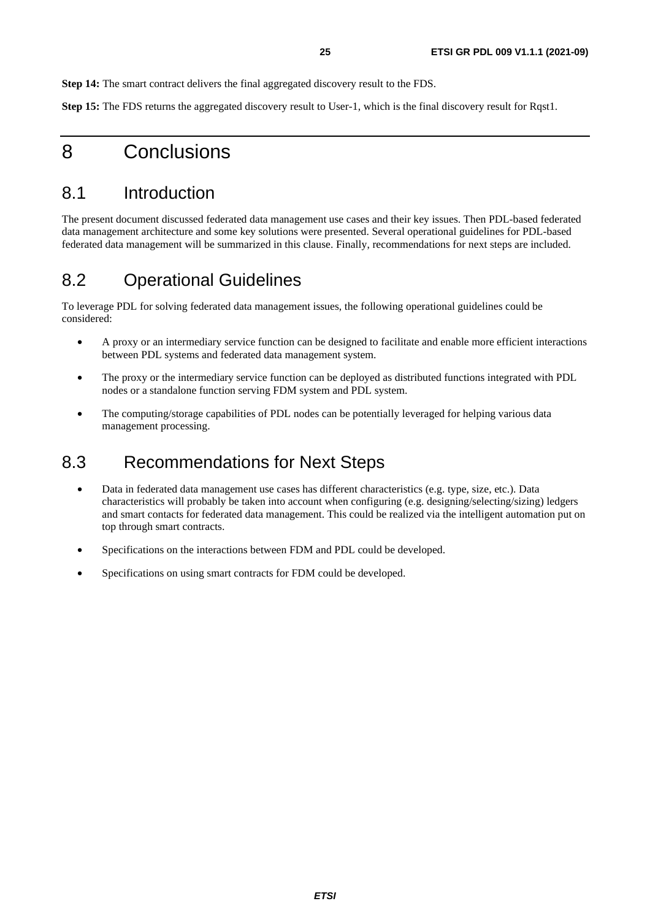**Step 14:** The smart contract delivers the final aggregated discovery result to the FDS.

**Step 15:** The FDS returns the aggregated discovery result to User-1, which is the final discovery result for Rqst1.

# 8 Conclusions

## 8.1 Introduction

The present document discussed federated data management use cases and their key issues. Then PDL-based federated data management architecture and some key solutions were presented. Several operational guidelines for PDL-based federated data management will be summarized in this clause. Finally, recommendations for next steps are included.

## 8.2 Operational Guidelines

To leverage PDL for solving federated data management issues, the following operational guidelines could be considered:

- A proxy or an intermediary service function can be designed to facilitate and enable more efficient interactions between PDL systems and federated data management system.
- The proxy or the intermediary service function can be deployed as distributed functions integrated with PDL nodes or a standalone function serving FDM system and PDL system.
- The computing/storage capabilities of PDL nodes can be potentially leveraged for helping various data management processing.

## 8.3 Recommendations for Next Steps

- Data in federated data management use cases has different characteristics (e.g. type, size, etc.). Data characteristics will probably be taken into account when configuring (e.g. designing/selecting/sizing) ledgers and smart contacts for federated data management. This could be realized via the intelligent automation put on top through smart contracts.
- Specifications on the interactions between FDM and PDL could be developed.
- Specifications on using smart contracts for FDM could be developed.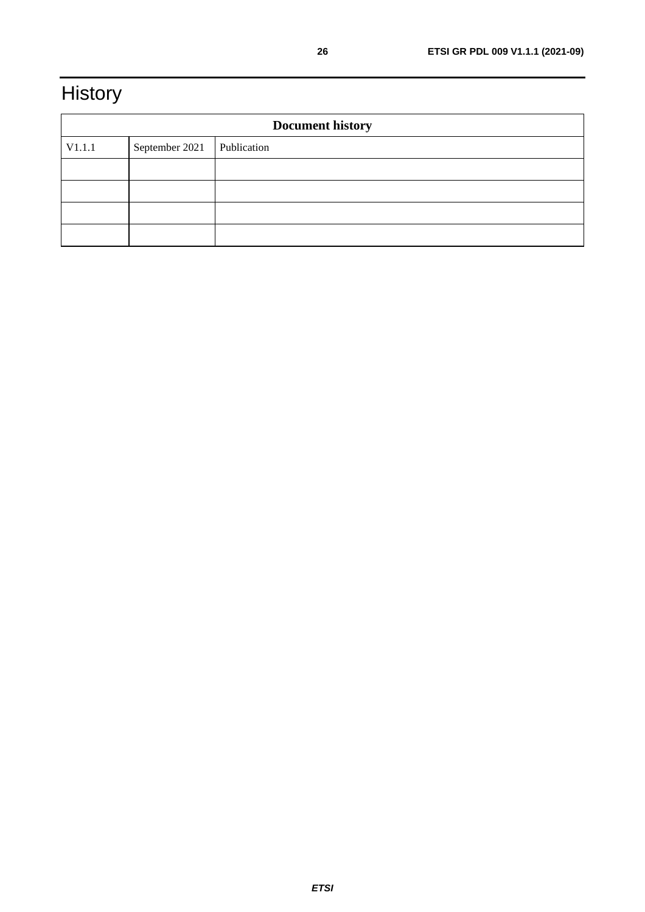# History

| Document history | | |
|---|---|---|
| V1.1.1 | September 2021 | Publication |
| | | |
| | | |
| | | |
| | | |